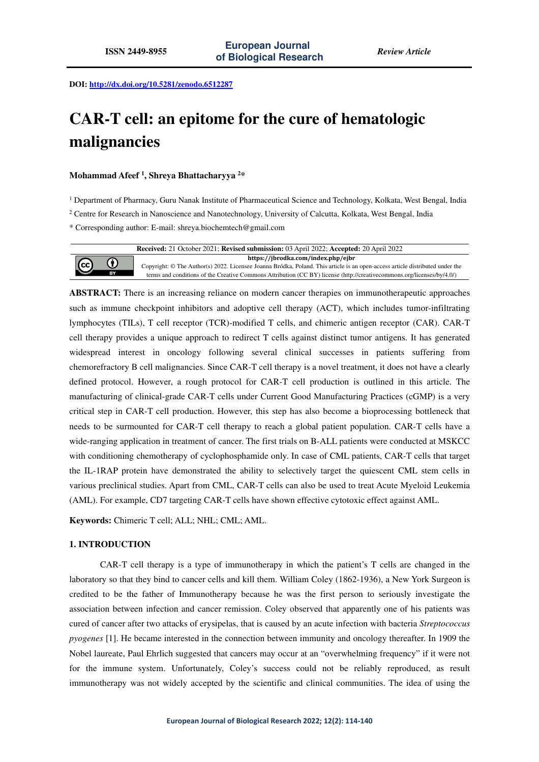DOI: http://dx.doi.org/10.5281/zenodo.6512287

# CAR-T cell: an epitome for the cure of hematologic malignancies

**Mohammad Afeef [1], Shreya Bhattacharyya [2]***

[1] Department of Pharmacy, Guru Nanak Institute of Pharmaceutical Science and Technology, Kolkata, West Bengal, India

[2] Centre for Research in Nanoscience and Nanotechnology, University of Calcutta, Kolkata, West Bengal, India

* Corresponding author: E-mail: shreya.biochemtech@gmail.com

**Received:** 21 October 2021; **Revised submission:** 03 April 2022; **Accepted:** 20 April 2022

**https://jbrodka.com/index.php/ejbr**

Copyright: © The Author(s) 2022. Licensee Joanna Bródka, Poland. This article is an open-access article distributed under the terms and conditions of the Creative Commons Attribution (CC BY) license (http://creativecommons.org/licenses/by/4.0/)

**ABSTRACT:** There is an increasing reliance on modern cancer therapies on immunotherapeutic approaches such as immune checkpoint inhibitors and adoptive cell therapy (ACT), which includes tumor-infiltrating lymphocytes (TILs), T cell receptor (TCR)-modified T cells, and chimeric antigen receptor (CAR). CAR-T cell therapy provides a unique approach to redirect T cells against distinct tumor antigens. It has generated widespread interest in oncology following several clinical successes in patients suffering from chemorefractory B cell malignancies. Since CAR-T cell therapy is a novel treatment, it does not have a clearly defined protocol. However, a rough protocol for CAR-T cell production is outlined in this article. The manufacturing of clinical-grade CAR-T cells under Current Good Manufacturing Practices (cGMP) is a very critical step in CAR-T cell production. However, this step has also become a bioprocessing bottleneck that needs to be surmounted for CAR-T cell therapy to reach a global patient population. CAR-T cells have a wide-ranging application in treatment of cancer. The first trials on B-ALL patients were conducted at MSKCC with conditioning chemotherapy of cyclophosphamide only. In case of CML patients, CAR-T cells that target the IL-1RAP protein have demonstrated the ability to selectively target the quiescent CML stem cells in various preclinical studies. Apart from CML, CAR-T cells can also be used to treat Acute Myeloid Leukemia (AML). For example, CD7 targeting CAR-T cells have shown effective cytotoxic effect against AML.

**Keywords:** Chimeric T cell; ALL; NHL; CML; AML.

## 1. INTRODUCTION

CAR-T cell therapy is a type of immunotherapy in which the patient's T cells are changed in the laboratory so that they bind to cancer cells and kill them. William Coley (1862-1936), a New York Surgeon is credited to be the father of Immunotherapy because he was the first person to seriously investigate the association between infection and cancer remission. Coley observed that apparently one of his patients was cured of cancer after two attacks of erysipelas, that is caused by an acute infection with bacteria *Streptococcus pyogenes* [1]. He became interested in the connection between immunity and oncology thereafter. In 1909 the Nobel laureate, Paul Ehrlich suggested that cancers may occur at an "overwhelming frequency" if it were not for the immune system. Unfortunately, Coley's success could not be reliably reproduced, as result immunotherapy was not widely accepted by the scientific and clinical communities. The idea of using the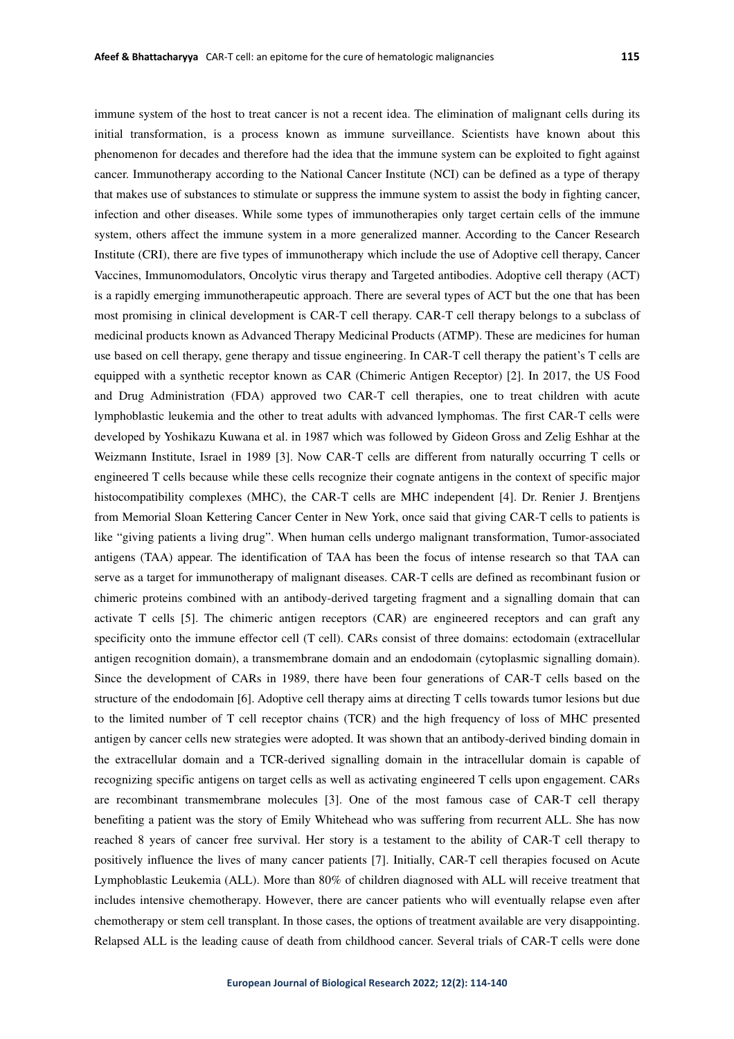immune system of the host to treat cancer is not a recent idea. The elimination of malignant cells during its initial transformation, is a process known as immune surveillance. Scientists have known about this phenomenon for decades and therefore had the idea that the immune system can be exploited to fight against cancer. Immunotherapy according to the National Cancer Institute (NCI) can be defined as a type of therapy that makes use of substances to stimulate or suppress the immune system to assist the body in fighting cancer, infection and other diseases. While some types of immunotherapies only target certain cells of the immune system, others affect the immune system in a more generalized manner. According to the Cancer Research Institute (CRI), there are five types of immunotherapy which include the use of Adoptive cell therapy, Cancer Vaccines, Immunomodulators, Oncolytic virus therapy and Targeted antibodies. Adoptive cell therapy (ACT) is a rapidly emerging immunotherapeutic approach. There are several types of ACT but the one that has been most promising in clinical development is CAR-T cell therapy. CAR-T cell therapy belongs to a subclass of medicinal products known as Advanced Therapy Medicinal Products (ATMP). These are medicines for human use based on cell therapy, gene therapy and tissue engineering. In CAR-T cell therapy the patient's T cells are equipped with a synthetic receptor known as CAR (Chimeric Antigen Receptor) [2]. In 2017, the US Food and Drug Administration (FDA) approved two CAR-T cell therapies, one to treat children with acute lymphoblastic leukemia and the other to treat adults with advanced lymphomas. The first CAR-T cells were developed by Yoshikazu Kuwana et al. in 1987 which was followed by Gideon Gross and Zelig Eshhar at the Weizmann Institute, Israel in 1989 [3]. Now CAR-T cells are different from naturally occurring T cells or engineered T cells because while these cells recognize their cognate antigens in the context of specific major histocompatibility complexes (MHC), the CAR-T cells are MHC independent [4]. Dr. Renier J. Brentjens from Memorial Sloan Kettering Cancer Center in New York, once said that giving CAR-T cells to patients is like "giving patients a living drug". When human cells undergo malignant transformation, Tumor-associated antigens (TAA) appear. The identification of TAA has been the focus of intense research so that TAA can serve as a target for immunotherapy of malignant diseases. CAR-T cells are defined as recombinant fusion or chimeric proteins combined with an antibody-derived targeting fragment and a signalling domain that can activate T cells [5]. The chimeric antigen receptors (CAR) are engineered receptors and can graft any specificity onto the immune effector cell (T cell). CARs consist of three domains: ectodomain (extracellular antigen recognition domain), a transmembrane domain and an endodomain (cytoplasmic signalling domain). Since the development of CARs in 1989, there have been four generations of CAR-T cells based on the structure of the endodomain [6]. Adoptive cell therapy aims at directing T cells towards tumor lesions but due to the limited number of T cell receptor chains (TCR) and the high frequency of loss of MHC presented antigen by cancer cells new strategies were adopted. It was shown that an antibody-derived binding domain in the extracellular domain and a TCR-derived signalling domain in the intracellular domain is capable of recognizing specific antigens on target cells as well as activating engineered T cells upon engagement. CARs are recombinant transmembrane molecules [3]. One of the most famous case of CAR-T cell therapy benefiting a patient was the story of Emily Whitehead who was suffering from recurrent ALL. She has now reached 8 years of cancer free survival. Her story is a testament to the ability of CAR-T cell therapy to positively influence the lives of many cancer patients [7]. Initially, CAR-T cell therapies focused on Acute Lymphoblastic Leukemia (ALL). More than 80% of children diagnosed with ALL will receive treatment that includes intensive chemotherapy. However, there are cancer patients who will eventually relapse even after chemotherapy or stem cell transplant. In those cases, the options of treatment available are very disappointing. Relapsed ALL is the leading cause of death from childhood cancer. Several trials of CAR-T cells were done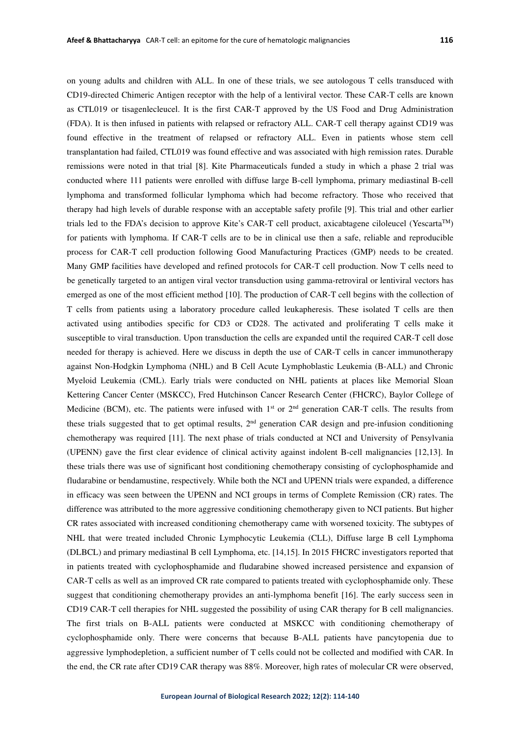on young adults and children with ALL. In one of these trials, we see autologous T cells transduced with CD19-directed Chimeric Antigen receptor with the help of a lentiviral vector. These CAR-T cells are known as CTL019 or tisagenlecleucel. It is the first CAR-T approved by the US Food and Drug Administration (FDA). It is then infused in patients with relapsed or refractory ALL. CAR-T cell therapy against CD19 was found effective in the treatment of relapsed or refractory ALL. Even in patients whose stem cell transplantation had failed, CTL019 was found effective and was associated with high remission rates. Durable remissions were noted in that trial [8]. Kite Pharmaceuticals funded a study in which a phase 2 trial was conducted where 111 patients were enrolled with diffuse large B-cell lymphoma, primary mediastinal B-cell lymphoma and transformed follicular lymphoma which had become refractory. Those who received that therapy had high levels of durable response with an acceptable safety profile [9]. This trial and other earlier trials led to the FDA's decision to approve Kite's CAR-T cell product, axicabtagene ciloleucel (Yescarta™) for patients with lymphoma. If CAR-T cells are to be in clinical use then a safe, reliable and reproducible process for CAR-T cell production following Good Manufacturing Practices (GMP) needs to be created. Many GMP facilities have developed and refined protocols for CAR-T cell production. Now T cells need to be genetically targeted to an antigen viral vector transduction using gamma-retroviral or lentiviral vectors has emerged as one of the most efficient method [10]. The production of CAR-T cell begins with the collection of T cells from patients using a laboratory procedure called leukapheresis. These isolated T cells are then activated using antibodies specific for CD3 or CD28. The activated and proliferating T cells make it susceptible to viral transduction. Upon transduction the cells are expanded until the required CAR-T cell dose needed for therapy is achieved. Here we discuss in depth the use of CAR-T cells in cancer immunotherapy against Non-Hodgkin Lymphoma (NHL) and B Cell Acute Lymphoblastic Leukemia (B-ALL) and Chronic Myeloid Leukemia (CML). Early trials were conducted on NHL patients at places like Memorial Sloan Kettering Cancer Center (MSKCC), Fred Hutchinson Cancer Research Center (FHCRC), Baylor College of Medicine (BCM), etc. The patients were infused with 1st or 2nd generation CAR-T cells. The results from these trials suggested that to get optimal results, 2nd generation CAR design and pre-infusion conditioning chemotherapy was required [11]. The next phase of trials conducted at NCI and University of Pensylvania (UPENN) gave the first clear evidence of clinical activity against indolent B-cell malignancies [12,13]. In these trials there was use of significant host conditioning chemotherapy consisting of cyclophosphamide and fludarabine or bendamustine, respectively. While both the NCI and UPENN trials were expanded, a difference in efficacy was seen between the UPENN and NCI groups in terms of Complete Remission (CR) rates. The difference was attributed to the more aggressive conditioning chemotherapy given to NCI patients. But higher CR rates associated with increased conditioning chemotherapy came with worsened toxicity. The subtypes of NHL that were treated included Chronic Lymphocytic Leukemia (CLL), Diffuse large B cell Lymphoma (DLBCL) and primary mediastinal B cell Lymphoma, etc. [14,15]. In 2015 FHCRC investigators reported that in patients treated with cyclophosphamide and fludarabine showed increased persistence and expansion of CAR-T cells as well as an improved CR rate compared to patients treated with cyclophosphamide only. These suggest that conditioning chemotherapy provides an anti-lymphoma benefit [16]. The early success seen in CD19 CAR-T cell therapies for NHL suggested the possibility of using CAR therapy for B cell malignancies. The first trials on B-ALL patients were conducted at MSKCC with conditioning chemotherapy of cyclophosphamide only. There were concerns that because B-ALL patients have pancytopenia due to aggressive lymphodepletion, a sufficient number of T cells could not be collected and modified with CAR. In the end, the CR rate after CD19 CAR therapy was 88%. Moreover, high rates of molecular CR were observed,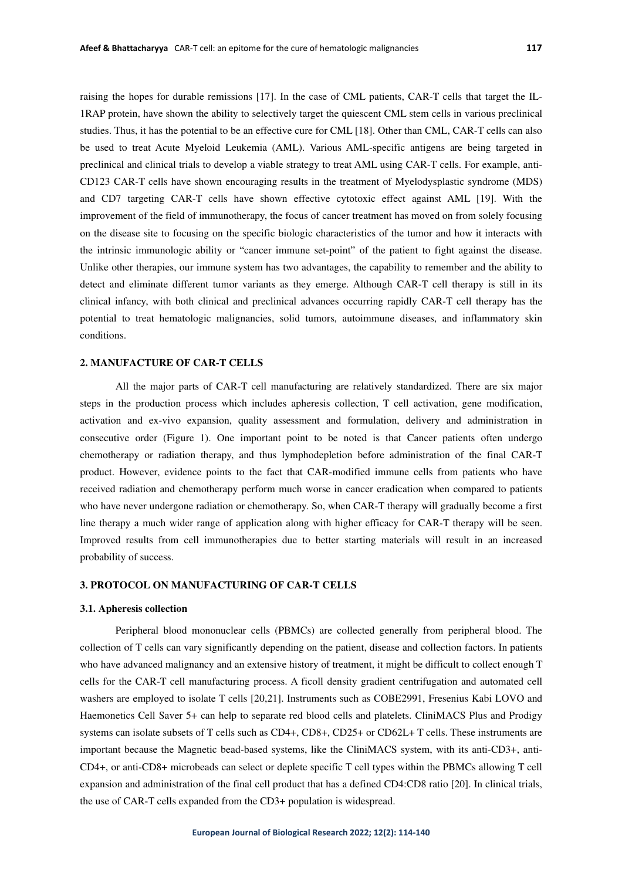raising the hopes for durable remissions [17]. In the case of CML patients, CAR-T cells that target the IL-1RAP protein, have shown the ability to selectively target the quiescent CML stem cells in various preclinical studies. Thus, it has the potential to be an effective cure for CML [18]. Other than CML, CAR-T cells can also be used to treat Acute Myeloid Leukemia (AML). Various AML-specific antigens are being targeted in preclinical and clinical trials to develop a viable strategy to treat AML using CAR-T cells. For example, anti-CD123 CAR-T cells have shown encouraging results in the treatment of Myelodysplastic syndrome (MDS) and CD7 targeting CAR-T cells have shown effective cytotoxic effect against AML [19]. With the improvement of the field of immunotherapy, the focus of cancer treatment has moved on from solely focusing on the disease site to focusing on the specific biologic characteristics of the tumor and how it interacts with the intrinsic immunologic ability or "cancer immune set-point" of the patient to fight against the disease. Unlike other therapies, our immune system has two advantages, the capability to remember and the ability to detect and eliminate different tumor variants as they emerge. Although CAR-T cell therapy is still in its clinical infancy, with both clinical and preclinical advances occurring rapidly CAR-T cell therapy has the potential to treat hematologic malignancies, solid tumors, autoimmune diseases, and inflammatory skin conditions.

## 2. MANUFACTURE OF CAR-T CELLS

All the major parts of CAR-T cell manufacturing are relatively standardized. There are six major steps in the production process which includes apheresis collection, T cell activation, gene modification, activation and ex-vivo expansion, quality assessment and formulation, delivery and administration in consecutive order (Figure 1). One important point to be noted is that Cancer patients often undergo chemotherapy or radiation therapy, and thus lymphodepletion before administration of the final CAR-T product. However, evidence points to the fact that CAR-modified immune cells from patients who have received radiation and chemotherapy perform much worse in cancer eradication when compared to patients who have never undergone radiation or chemotherapy. So, when CAR-T therapy will gradually become a first line therapy a much wider range of application along with higher efficacy for CAR-T therapy will be seen. Improved results from cell immunotherapies due to better starting materials will result in an increased probability of success.

## 3. PROTOCOL ON MANUFACTURING OF CAR-T CELLS

### 3.1. Apheresis collection

Peripheral blood mononuclear cells (PBMCs) are collected generally from peripheral blood. The collection of T cells can vary significantly depending on the patient, disease and collection factors. In patients who have advanced malignancy and an extensive history of treatment, it might be difficult to collect enough T cells for the CAR-T cell manufacturing process. A ficoll density gradient centrifugation and automated cell washers are employed to isolate T cells [20,21]. Instruments such as COBE2991, Fresenius Kabi LOVO and Haemonetics Cell Saver 5+ can help to separate red blood cells and platelets. CliniMACS Plus and Prodigy systems can isolate subsets of T cells such as CD4+, CD8+, CD25+ or CD62L+ T cells. These instruments are important because the Magnetic bead-based systems, like the CliniMACS system, with its anti-CD3+, anti-CD4+, or anti-CD8+ microbeads can select or deplete specific T cell types within the PBMCs allowing T cell expansion and administration of the final cell product that has a defined CD4:CD8 ratio [20]. In clinical trials, the use of CAR-T cells expanded from the CD3+ population is widespread.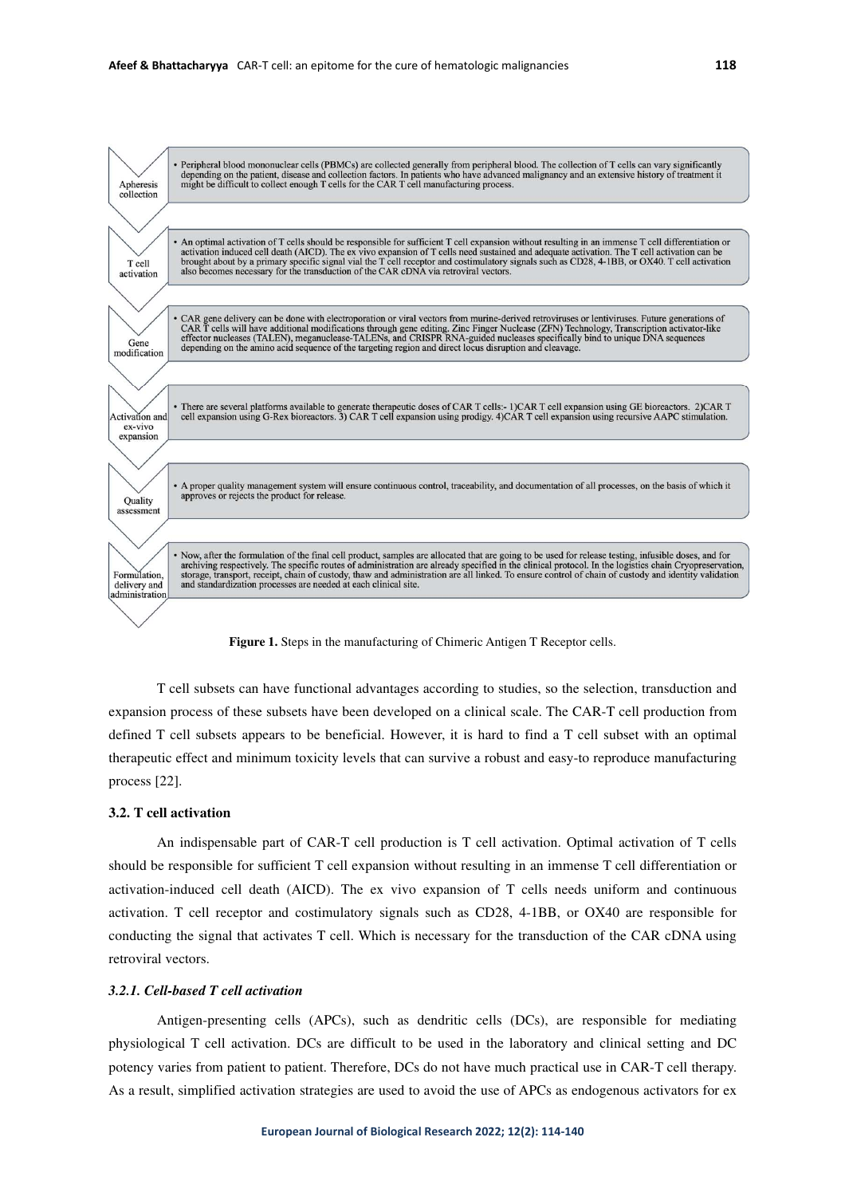Apheresis collection

- Peripheral blood mononuclear cells (PBMCs) are collected generally from peripheral blood. The collection of T cells can vary significantly depending on the patient, disease and collection factors. In patients who have advanced malignancy and an extensive history of treatment it might be difficult to collect enough T cells for the CAR T cell manufacturing process.

T cell activation

- An optimal activation of T cells should be responsible for sufficient T cell expansion without resulting in an immense T cell differentiation or activation induced cell death (AICD). The ex vivo expansion of T cells need sustained and adequate activation. The T cell activation can be brought about by a primary specific signal vial the T cell receptor and costimulatory signals such as CD28, 4-1BB, or OX40. T cell activation also becomes necessary for the transduction of the CAR cDNA via retroviral vectors.

Gene modification

- CAR gene delivery can be done with electroporation or viral vectors from murine-derived retroviruses or lentiviruses. Future generations of CAR T cells will have additional modifications through gene editing. Zinc Finger Nuclease (ZFN) Technology, Transcription activator-like effector nucleases (TALEN), meganuclease-TALENs, and CRISPR RNA-guided nucleases specifically bind to unique DNA sequences depending on the amino acid sequence of the targeting region and direct locus disruption and cleavage.

Activation and ex-vivo expansion

- There are several platforms available to generate therapeutic doses of CAR T cells:- 1)CAR T cell expansion using GE bioreactors. 2)CAR T cell expansion using G-Rex bioreactors. 3) CAR T cell expansion using prodigy. 4)CAR T cell expansion using recursive AAPC stimulation.

Quality assessment

- A proper quality management system will ensure continuous control, traceability, and documentation of all processes, on the basis of which it approves or rejects the product for release.

Formulation, delivery and administration

- Now, after the formulation of the final cell product, samples are allocated that are going to be used for release testing, infusible doses, and for archiving respectively. The specific routes of administration are already specified in the clinical protocol. In the logistics chain Cryopreservation, storage, transport, receipt, chain of custody, thaw and administration are all linked. To ensure control of chain of custody and identity validation and standardization processes are needed at each clinical site.

**Figure 1.** Steps in the manufacturing of Chimeric Antigen T Receptor cells.

T cell subsets can have functional advantages according to studies, so the selection, transduction and expansion process of these subsets have been developed on a clinical scale. The CAR-T cell production from defined T cell subsets appears to be beneficial. However, it is hard to find a T cell subset with an optimal therapeutic effect and minimum toxicity levels that can survive a robust and easy-to reproduce manufacturing process [22].

### 3.2. T cell activation

An indispensable part of CAR-T cell production is T cell activation. Optimal activation of T cells should be responsible for sufficient T cell expansion without resulting in an immense T cell differentiation or activation-induced cell death (AICD). The ex vivo expansion of T cells needs uniform and continuous activation. T cell receptor and costimulatory signals such as CD28, 4-1BB, or OX40 are responsible for conducting the signal that activates T cell. Which is necessary for the transduction of the CAR cDNA using retroviral vectors.

#### *3.2.1. Cell-based T cell activation*

Antigen-presenting cells (APCs), such as dendritic cells (DCs), are responsible for mediating physiological T cell activation. DCs are difficult to be used in the laboratory and clinical setting and DC potency varies from patient to patient. Therefore, DCs do not have much practical use in CAR-T cell therapy. As a result, simplified activation strategies are used to avoid the use of APCs as endogenous activators for ex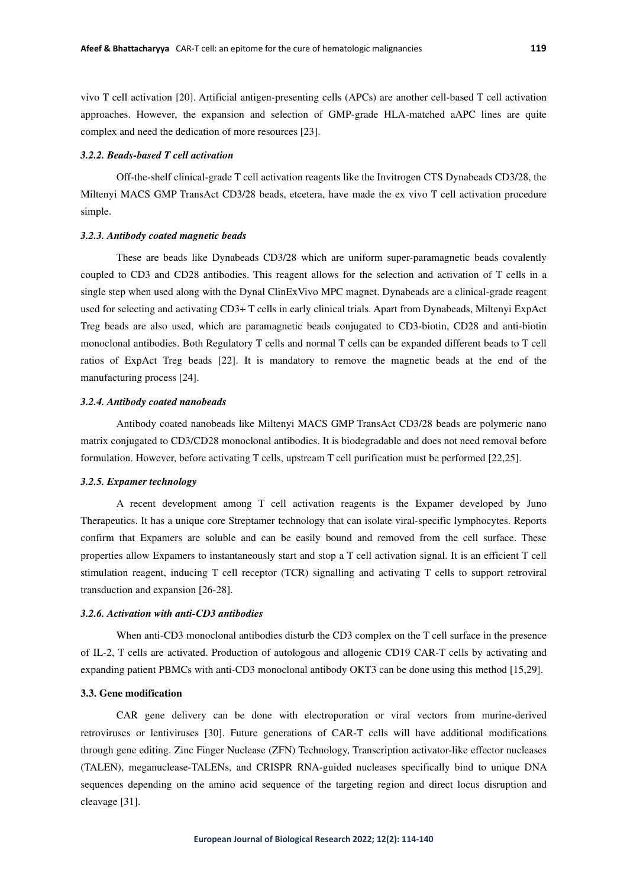vivo T cell activation [20]. Artificial antigen-presenting cells (APCs) are another cell-based T cell activation approaches. However, the expansion and selection of GMP-grade HLA-matched aAPC lines are quite complex and need the dedication of more resources [23].

#### *3.2.2. Beads-based T cell activation*

Off-the-shelf clinical-grade T cell activation reagents like the Invitrogen CTS Dynabeads CD3/28, the Miltenyi MACS GMP TransAct CD3/28 beads, etcetera, have made the ex vivo T cell activation procedure simple.

#### *3.2.3. Antibody coated magnetic beads*

These are beads like Dynabeads CD3/28 which are uniform super-paramagnetic beads covalently coupled to CD3 and CD28 antibodies. This reagent allows for the selection and activation of T cells in a single step when used along with the Dynal ClinExVivo MPC magnet. Dynabeads are a clinical-grade reagent used for selecting and activating CD3+ T cells in early clinical trials. Apart from Dynabeads, Miltenyi ExpAct Treg beads are also used, which are paramagnetic beads conjugated to CD3-biotin, CD28 and anti-biotin monoclonal antibodies. Both Regulatory T cells and normal T cells can be expanded different beads to T cell ratios of ExpAct Treg beads [22]. It is mandatory to remove the magnetic beads at the end of the manufacturing process [24].

#### *3.2.4. Antibody coated nanobeads*

Antibody coated nanobeads like Miltenyi MACS GMP TransAct CD3/28 beads are polymeric nano matrix conjugated to CD3/CD28 monoclonal antibodies. It is biodegradable and does not need removal before formulation. However, before activating T cells, upstream T cell purification must be performed [22,25].

#### *3.2.5. Expamer technology*

A recent development among T cell activation reagents is the Expamer developed by Juno Therapeutics. It has a unique core Streptamer technology that can isolate viral-specific lymphocytes. Reports confirm that Expamers are soluble and can be easily bound and removed from the cell surface. These properties allow Expamers to instantaneously start and stop a T cell activation signal. It is an efficient T cell stimulation reagent, inducing T cell receptor (TCR) signalling and activating T cells to support retroviral transduction and expansion [26-28].

#### *3.2.6. Activation with anti-CD3 antibodies*

When anti-CD3 monoclonal antibodies disturb the CD3 complex on the T cell surface in the presence of IL-2, T cells are activated. Production of autologous and allogenic CD19 CAR-T cells by activating and expanding patient PBMCs with anti-CD3 monoclonal antibody OKT3 can be done using this method [15,29].

### 3.3. Gene modification

CAR gene delivery can be done with electroporation or viral vectors from murine-derived retroviruses or lentiviruses [30]. Future generations of CAR-T cells will have additional modifications through gene editing. Zinc Finger Nuclease (ZFN) Technology, Transcription activator-like effector nucleases (TALEN), meganuclease-TALENs, and CRISPR RNA-guided nucleases specifically bind to unique DNA sequences depending on the amino acid sequence of the targeting region and direct locus disruption and cleavage [31].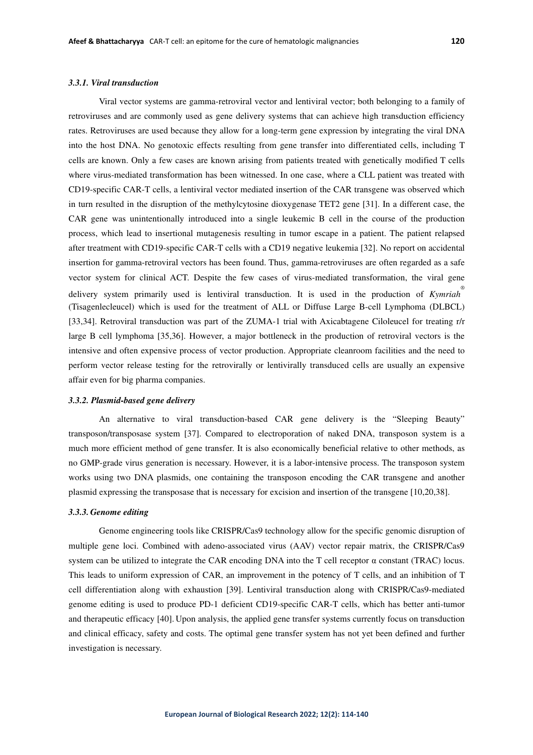### *3.3.1. Viral transduction*

Viral vector systems are gamma-retroviral vector and lentiviral vector; both belonging to a family of retroviruses and are commonly used as gene delivery systems that can achieve high transduction efficiency rates. Retroviruses are used because they allow for a long-term gene expression by integrating the viral DNA into the host DNA. No genotoxic effects resulting from gene transfer into differentiated cells, including T cells are known. Only a few cases are known arising from patients treated with genetically modified T cells where virus-mediated transformation has been witnessed. In one case, where a CLL patient was treated with CD19-specific CAR-T cells, a lentiviral vector mediated insertion of the CAR transgene was observed which in turn resulted in the disruption of the methylcytosine dioxygenase TET2 gene [31]. In a different case, the CAR gene was unintentionally introduced into a single leukemic B cell in the course of the production process, which lead to insertional mutagenesis resulting in tumor escape in a patient. The patient relapsed after treatment with CD19-specific CAR-T cells with a CD19 negative leukemia [32]. No report on accidental insertion for gamma-retroviral vectors has been found. Thus, gamma-retroviruses are often regarded as a safe vector system for clinical ACT. Despite the few cases of virus-mediated transformation, the viral gene delivery system primarily used is lentiviral transduction. It is used in the production of *Kymriah*® (Tisagenlecleucel) which is used for the treatment of ALL or Diffuse Large B-cell Lymphoma (DLBCL) [33,34]. Retroviral transduction was part of the ZUMA-1 trial with Axicabtagene Ciloleucel for treating r/r large B cell lymphoma [35,36]. However, a major bottleneck in the production of retroviral vectors is the intensive and often expensive process of vector production. Appropriate cleanroom facilities and the need to perform vector release testing for the retrovirally or lentivirally transduced cells are usually an expensive affair even for big pharma companies.

### *3.3.2. Plasmid-based gene delivery*

An alternative to viral transduction-based CAR gene delivery is the "Sleeping Beauty" transposon/transposase system [37]. Compared to electroporation of naked DNA, transposon system is a much more efficient method of gene transfer. It is also economically beneficial relative to other methods, as no GMP-grade virus generation is necessary. However, it is a labor-intensive process. The transposon system works using two DNA plasmids, one containing the transposon encoding the CAR transgene and another plasmid expressing the transposase that is necessary for excision and insertion of the transgene [10,20,38].

### *3.3.3. Genome editing*

Genome engineering tools like CRISPR/Cas9 technology allow for the specific genomic disruption of multiple gene loci. Combined with adeno-associated virus (AAV) vector repair matrix, the CRISPR/Cas9 system can be utilized to integrate the CAR encoding DNA into the T cell receptor α constant (TRAC) locus. This leads to uniform expression of CAR, an improvement in the potency of T cells, and an inhibition of T cell differentiation along with exhaustion [39]. Lentiviral transduction along with CRISPR/Cas9-mediated genome editing is used to produce PD-1 deficient CD19-specific CAR-T cells, which has better anti-tumor and therapeutic efficacy [40]. Upon analysis, the applied gene transfer systems currently focus on transduction and clinical efficacy, safety and costs. The optimal gene transfer system has not yet been defined and further investigation is necessary.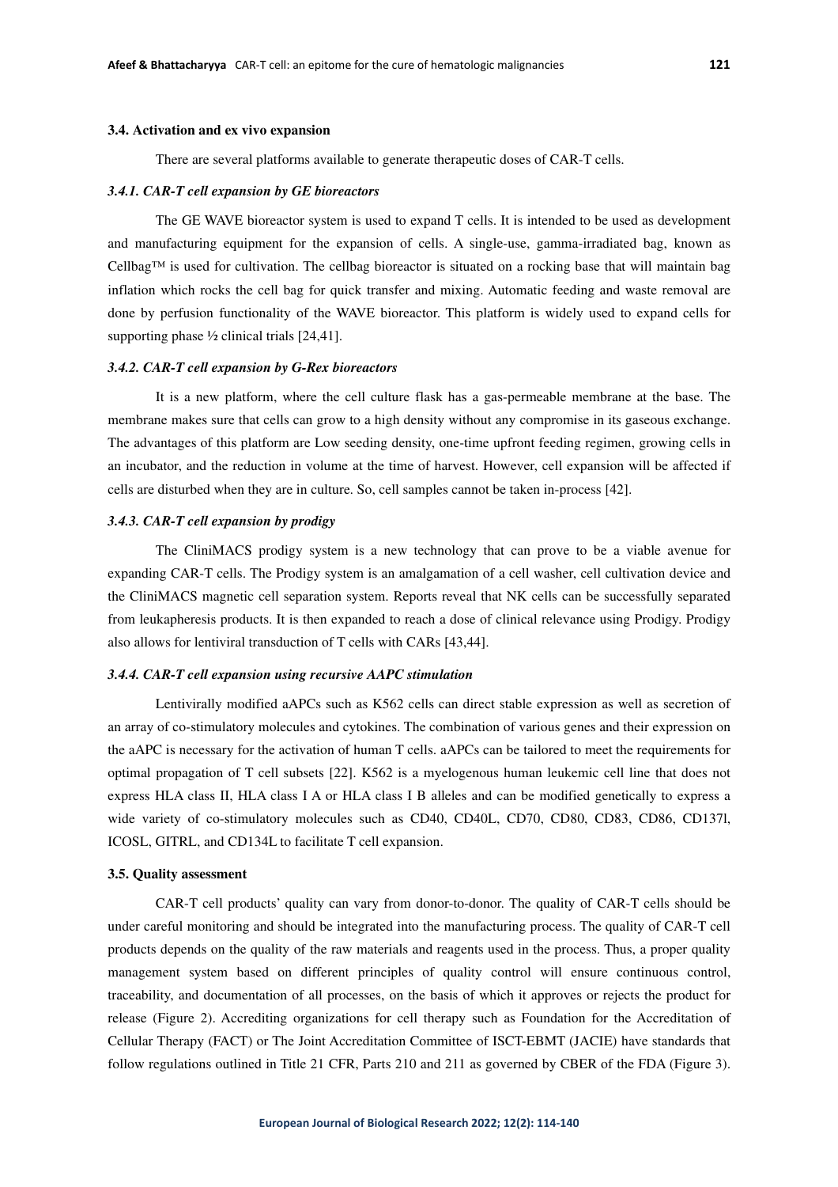### 3.4. Activation and ex vivo expansion

There are several platforms available to generate therapeutic doses of CAR-T cells.

#### *3.4.1. CAR-T cell expansion by GE bioreactors*

The GE WAVE bioreactor system is used to expand T cells. It is intended to be used as development and manufacturing equipment for the expansion of cells. A single-use, gamma-irradiated bag, known as Cellbag™ is used for cultivation. The cellbag bioreactor is situated on a rocking base that will maintain bag inflation which rocks the cell bag for quick transfer and mixing. Automatic feeding and waste removal are done by perfusion functionality of the WAVE bioreactor. This platform is widely used to expand cells for supporting phase ½ clinical trials [24,41].

#### *3.4.2. CAR-T cell expansion by G-Rex bioreactors*

It is a new platform, where the cell culture flask has a gas-permeable membrane at the base. The membrane makes sure that cells can grow to a high density without any compromise in its gaseous exchange. The advantages of this platform are Low seeding density, one-time upfront feeding regimen, growing cells in an incubator, and the reduction in volume at the time of harvest. However, cell expansion will be affected if cells are disturbed when they are in culture. So, cell samples cannot be taken in-process [42].

#### *3.4.3. CAR-T cell expansion by prodigy*

The CliniMACS prodigy system is a new technology that can prove to be a viable avenue for expanding CAR-T cells. The Prodigy system is an amalgamation of a cell washer, cell cultivation device and the CliniMACS magnetic cell separation system. Reports reveal that NK cells can be successfully separated from leukapheresis products. It is then expanded to reach a dose of clinical relevance using Prodigy. Prodigy also allows for lentiviral transduction of T cells with CARs [43,44].

#### *3.4.4. CAR-T cell expansion using recursive AAPC stimulation*

Lentivirally modified aAPCs such as K562 cells can direct stable expression as well as secretion of an array of co-stimulatory molecules and cytokines. The combination of various genes and their expression on the aAPC is necessary for the activation of human T cells. aAPCs can be tailored to meet the requirements for optimal propagation of T cell subsets [22]. K562 is a myelogenous human leukemic cell line that does not express HLA class II, HLA class I A or HLA class I B alleles and can be modified genetically to express a wide variety of co-stimulatory molecules such as CD40, CD40L, CD70, CD80, CD83, CD86, CD137l, ICOSL, GITRL, and CD134L to facilitate T cell expansion.

### 3.5. Quality assessment

CAR-T cell products' quality can vary from donor-to-donor. The quality of CAR-T cells should be under careful monitoring and should be integrated into the manufacturing process. The quality of CAR-T cell products depends on the quality of the raw materials and reagents used in the process. Thus, a proper quality management system based on different principles of quality control will ensure continuous control, traceability, and documentation of all processes, on the basis of which it approves or rejects the product for release (Figure 2). Accrediting organizations for cell therapy such as Foundation for the Accreditation of Cellular Therapy (FACT) or The Joint Accreditation Committee of ISCT-EBMT (JACIE) have standards that follow regulations outlined in Title 21 CFR, Parts 210 and 211 as governed by CBER of the FDA (Figure 3).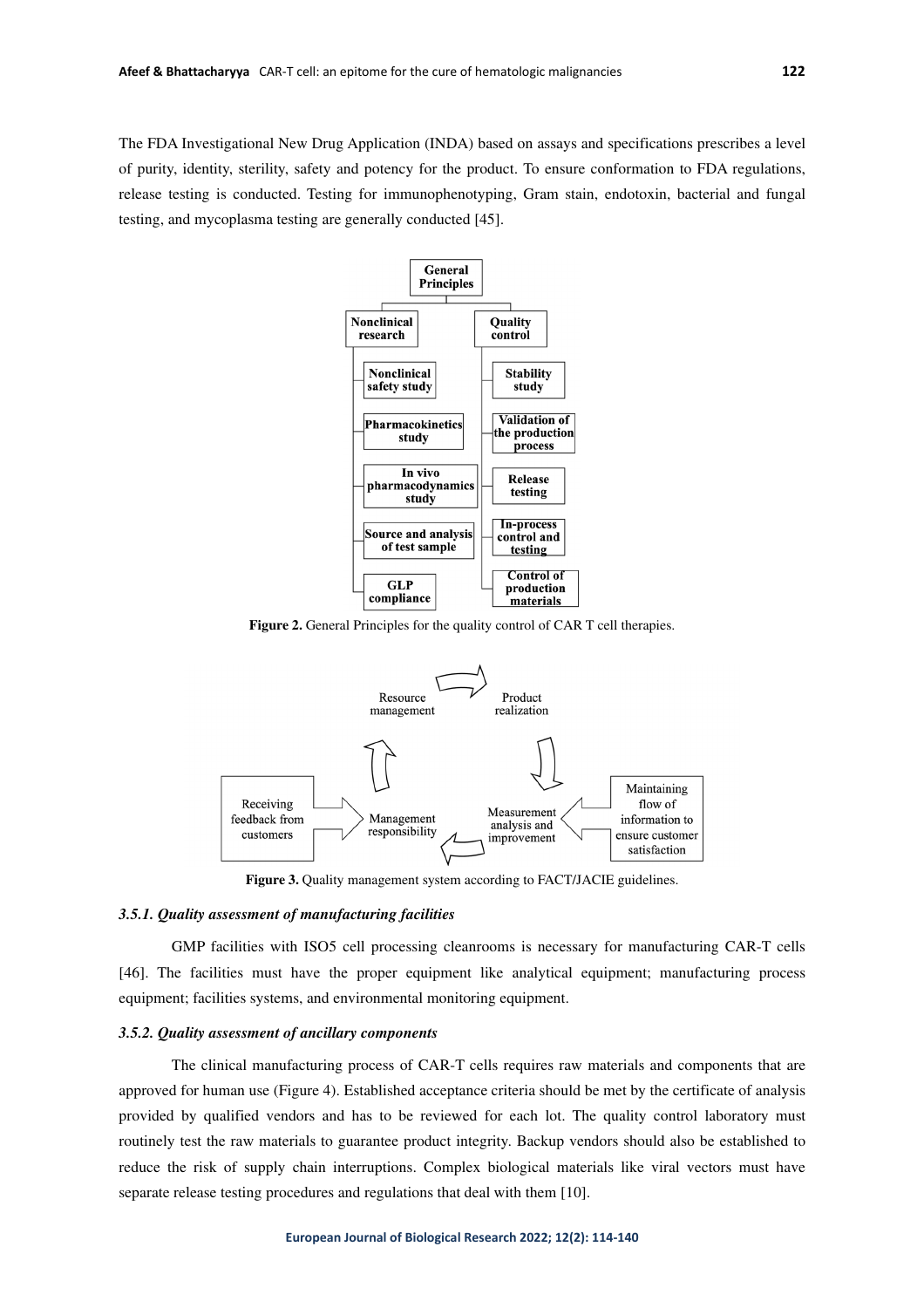The FDA Investigational New Drug Application (INDA) based on assays and specifications prescribes a level of purity, identity, sterility, safety and potency for the product. To ensure conformation to FDA regulations, release testing is conducted. Testing for immunophenotyping, Gram stain, endotoxin, bacterial and fungal testing, and mycoplasma testing are generally conducted [45].

**Figure 2.** General Principles for the quality control of CAR T cell therapies.

**Figure 3.** Quality management system according to FACT/JACIE guidelines.

### *3.5.1. Quality assessment of manufacturing facilities*

GMP facilities with ISO5 cell processing cleanrooms is necessary for manufacturing CAR-T cells [46]. The facilities must have the proper equipment like analytical equipment; manufacturing process equipment; facilities systems, and environmental monitoring equipment.

### *3.5.2. Quality assessment of ancillary components*

The clinical manufacturing process of CAR-T cells requires raw materials and components that are approved for human use (Figure 4). Established acceptance criteria should be met by the certificate of analysis provided by qualified vendors and has to be reviewed for each lot. The quality control laboratory must routinely test the raw materials to guarantee product integrity. Backup vendors should also be established to reduce the risk of supply chain interruptions. Complex biological materials like viral vectors must have separate release testing procedures and regulations that deal with them [10].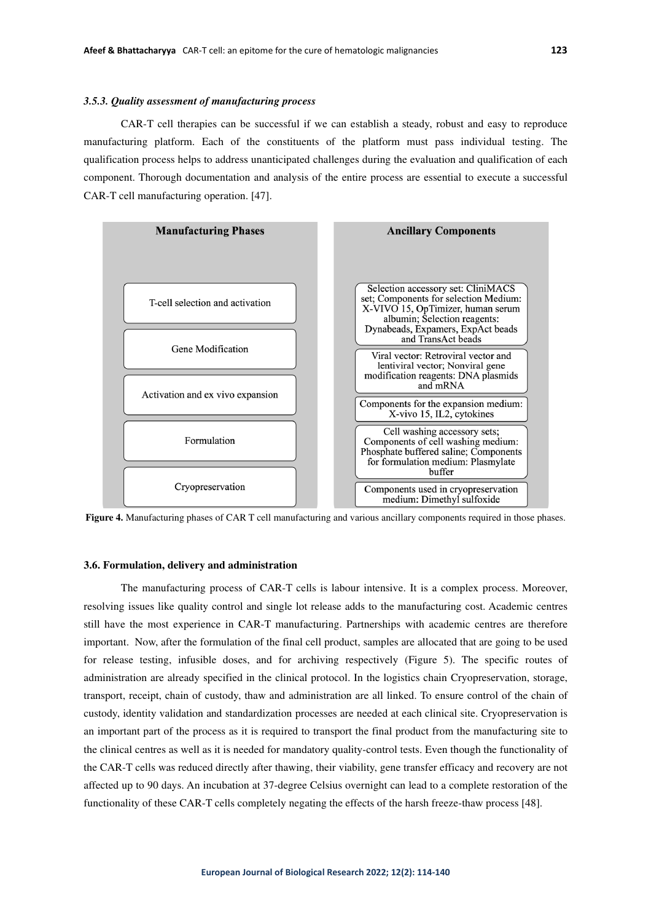### *3.5.3. Quality assessment of manufacturing process*

CAR-T cell therapies can be successful if we can establish a steady, robust and easy to reproduce manufacturing platform. Each of the constituents of the platform must pass individual testing. The qualification process helps to address unanticipated challenges during the evaluation and qualification of each component. Thorough documentation and analysis of the entire process are essential to execute a successful CAR-T cell manufacturing operation. [47].

| Manufacturing Phases | Ancillary Components |
| --- | --- |
| T-cell selection and activation | Selection accessory set: CliniMACS set; Components for selection Medium: X-VIVO 15, OpTimizer, human serum albumin; Selection reagents: Dynabeads, Expamers, ExpAct beads and TransAct beads |
| Gene Modification | Viral vector: Retroviral vector and lentiviral vector; Nonviral gene modification reagents: DNA plasmids and mRNA |
| Activation and ex vivo expansion | Components for the expansion medium: X-vivo 15, IL2, cytokines |
| Formulation | Cell washing accessory sets; Components of cell washing medium: Phosphate buffered saline; Components for formulation medium: Plasmylate buffer |
| Cryopreservation | Components used in cryopreservation medium: Dimethyl sulfoxide |

**Figure 4.** Manufacturing phases of CAR T cell manufacturing and various ancillary components required in those phases.

### 3.6. Formulation, delivery and administration

The manufacturing process of CAR-T cells is labour intensive. It is a complex process. Moreover, resolving issues like quality control and single lot release adds to the manufacturing cost. Academic centres still have the most experience in CAR-T manufacturing. Partnerships with academic centres are therefore important. Now, after the formulation of the final cell product, samples are allocated that are going to be used for release testing, infusible doses, and for archiving respectively (Figure 5). The specific routes of administration are already specified in the clinical protocol. In the logistics chain Cryopreservation, storage, transport, receipt, chain of custody, thaw and administration are all linked. To ensure control of the chain of custody, identity validation and standardization processes are needed at each clinical site. Cryopreservation is an important part of the process as it is required to transport the final product from the manufacturing site to the clinical centres as well as it is needed for mandatory quality-control tests. Even though the functionality of the CAR-T cells was reduced directly after thawing, their viability, gene transfer efficacy and recovery are not affected up to 90 days. An incubation at 37-degree Celsius overnight can lead to a complete restoration of the functionality of these CAR-T cells completely negating the effects of the harsh freeze-thaw process [48].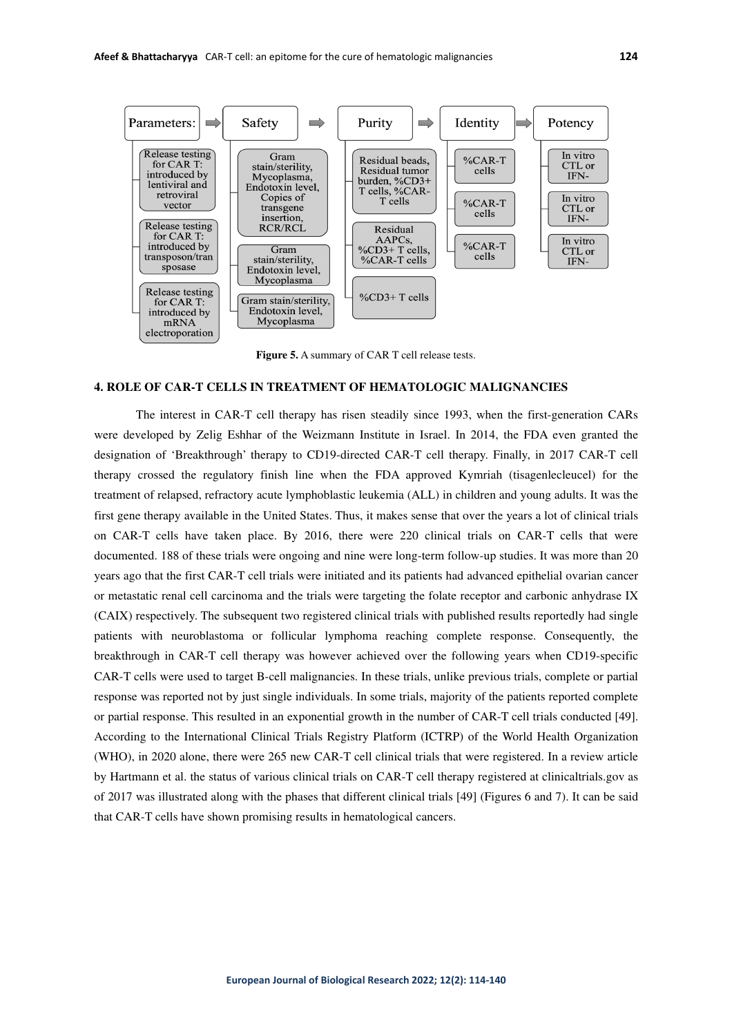| Parameters: | Safety | Purity | Identity | Potency |
|---|---|---|---|---|
| Release testing for CAR T: introduced by lentiviral and retroviral vector | Gram stain/sterility, Mycoplasma, Endotoxin level, Copies of transgene insertion, RCR/RCL | Residual beads, Residual tumor burden, %CD3+ T cells, %CAR-T cells | %CAR-T cells | In vitro CTL or IFN- |
| Release testing for CAR T: introduced by transposon/transposase | Gram stain/sterility, Endotoxin level, Mycoplasma | Residual AAPCs, %CD3+ T cells, %CAR-T cells | %CAR-T cells | In vitro CTL or IFN- |
| Release testing for CAR T: introduced by mRNA electroporation | Gram stain/sterility, Endotoxin level, Mycoplasma | %CD3+ T cells | %CAR-T cells | In vitro CTL or IFN- |

**Figure 5.** A summary of CAR T cell release tests.

## 4. ROLE OF CAR-T CELLS IN TREATMENT OF HEMATOLOGIC MALIGNANCIES

The interest in CAR-T cell therapy has risen steadily since 1993, when the first-generation CARs were developed by Zelig Eshhar of the Weizmann Institute in Israel. In 2014, the FDA even granted the designation of 'Breakthrough' therapy to CD19-directed CAR-T cell therapy. Finally, in 2017 CAR-T cell therapy crossed the regulatory finish line when the FDA approved Kymriah (tisagenlecleucel) for the treatment of relapsed, refractory acute lymphoblastic leukemia (ALL) in children and young adults. It was the first gene therapy available in the United States. Thus, it makes sense that over the years a lot of clinical trials on CAR-T cells have taken place. By 2016, there were 220 clinical trials on CAR-T cells that were documented. 188 of these trials were ongoing and nine were long-term follow-up studies. It was more than 20 years ago that the first CAR-T cell trials were initiated and its patients had advanced epithelial ovarian cancer or metastatic renal cell carcinoma and the trials were targeting the folate receptor and carbonic anhydrase IX (CAIX) respectively. The subsequent two registered clinical trials with published results reportedly had single patients with neuroblastoma or follicular lymphoma reaching complete response. Consequently, the breakthrough in CAR-T cell therapy was however achieved over the following years when CD19-specific CAR-T cells were used to target B-cell malignancies. In these trials, unlike previous trials, complete or partial response was reported not by just single individuals. In some trials, majority of the patients reported complete or partial response. This resulted in an exponential growth in the number of CAR-T cell trials conducted [49]. According to the International Clinical Trials Registry Platform (ICTRP) of the World Health Organization (WHO), in 2020 alone, there were 265 new CAR-T cell clinical trials that were registered. In a review article by Hartmann et al. the status of various clinical trials on CAR-T cell therapy registered at clinicaltrials.gov as of 2017 was illustrated along with the phases that different clinical trials [49] (Figures 6 and 7). It can be said that CAR-T cells have shown promising results in hematological cancers.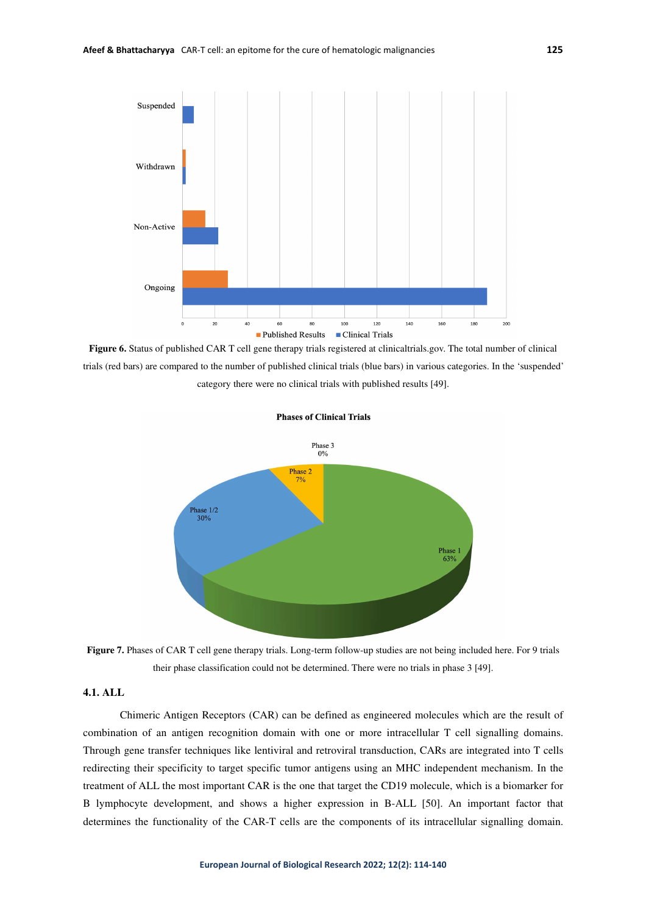Figure 6. Status of published CAR T cell gene therapy trials registered at clinicaltrials.gov. The total number of clinical trials (red bars) are compared to the number of published clinical trials (blue bars) in various categories. In the 'suspended' category there were no clinical trials with published results [49].

Figure 7. Phases of CAR T cell gene therapy trials. Long-term follow-up studies are not being included here. For 9 trials their phase classification could not be determined. There were no trials in phase 3 [49].

### 4.1. ALL

Chimeric Antigen Receptors (CAR) can be defined as engineered molecules which are the result of combination of an antigen recognition domain with one or more intracellular T cell signalling domains. Through gene transfer techniques like lentiviral and retroviral transduction, CARs are integrated into T cells redirecting their specificity to target specific tumor antigens using an MHC independent mechanism. In the treatment of ALL the most important CAR is the one that target the CD19 molecule, which is a biomarker for B lymphocyte development, and shows a higher expression in B-ALL [50]. An important factor that determines the functionality of the CAR-T cells are the components of its intracellular signalling domain.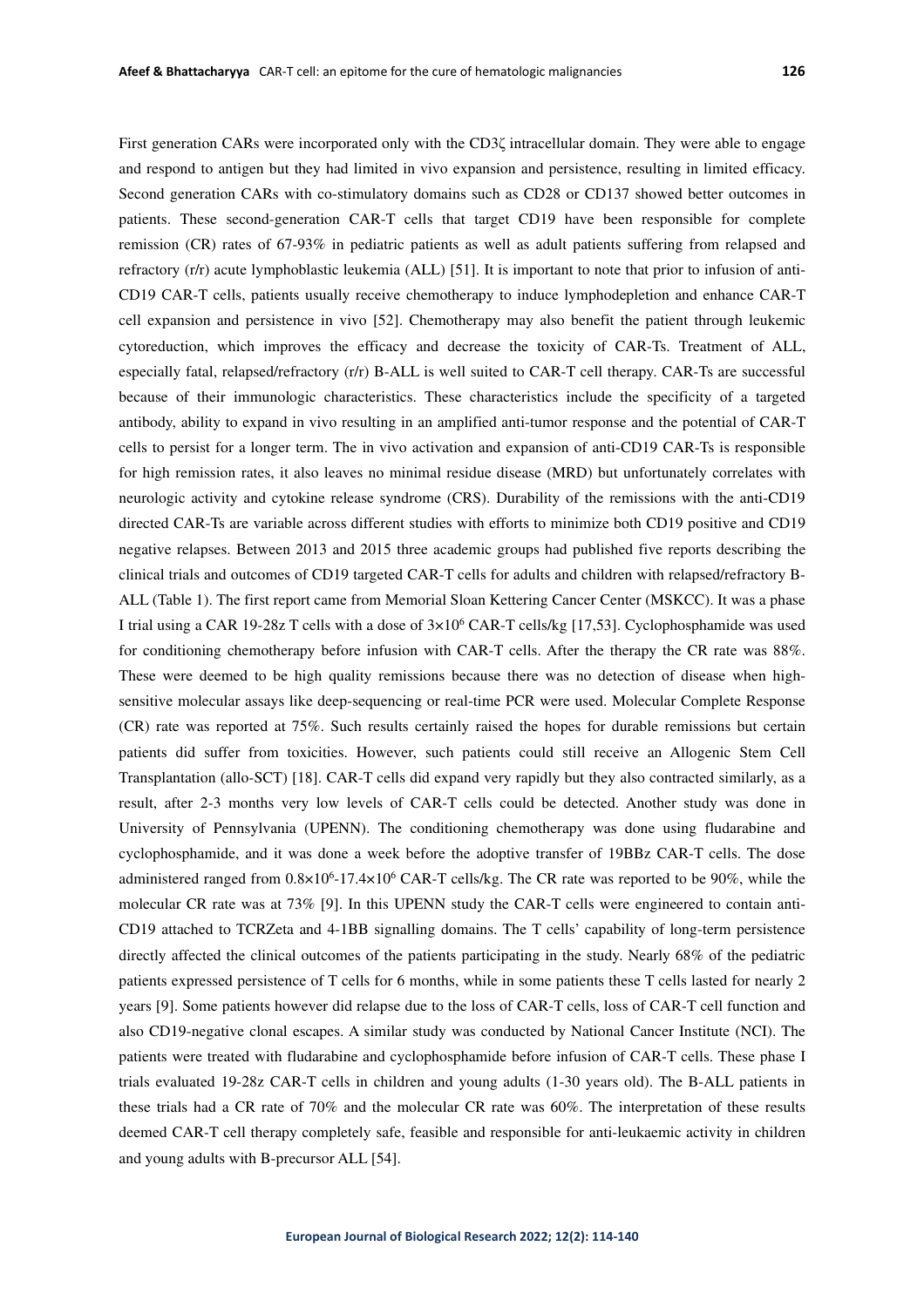First generation CARs were incorporated only with the CD3ζ intracellular domain. They were able to engage and respond to antigen but they had limited in vivo expansion and persistence, resulting in limited efficacy. Second generation CARs with co-stimulatory domains such as CD28 or CD137 showed better outcomes in patients. These second-generation CAR-T cells that target CD19 have been responsible for complete remission (CR) rates of 67-93% in pediatric patients as well as adult patients suffering from relapsed and refractory (r/r) acute lymphoblastic leukemia (ALL) [51]. It is important to note that prior to infusion of anti-CD19 CAR-T cells, patients usually receive chemotherapy to induce lymphodepletion and enhance CAR-T cell expansion and persistence in vivo [52]. Chemotherapy may also benefit the patient through leukemic cytoreduction, which improves the efficacy and decrease the toxicity of CAR-Ts. Treatment of ALL, especially fatal, relapsed/refractory (r/r) B-ALL is well suited to CAR-T cell therapy. CAR-Ts are successful because of their immunologic characteristics. These characteristics include the specificity of a targeted antibody, ability to expand in vivo resulting in an amplified anti-tumor response and the potential of CAR-T cells to persist for a longer term. The in vivo activation and expansion of anti-CD19 CAR-Ts is responsible for high remission rates, it also leaves no minimal residue disease (MRD) but unfortunately correlates with neurologic activity and cytokine release syndrome (CRS). Durability of the remissions with the anti-CD19 directed CAR-Ts are variable across different studies with efforts to minimize both CD19 positive and CD19 negative relapses. Between 2013 and 2015 three academic groups had published five reports describing the clinical trials and outcomes of CD19 targeted CAR-T cells for adults and children with relapsed/refractory B-ALL (Table 1). The first report came from Memorial Sloan Kettering Cancer Center (MSKCC). It was a phase I trial using a CAR 19-28z T cells with a dose of $3\times10^6$ CAR-T cells/kg [17,53]. Cyclophosphamide was used for conditioning chemotherapy before infusion with CAR-T cells. After the therapy the CR rate was 88%. These were deemed to be high quality remissions because there was no detection of disease when high-sensitive molecular assays like deep-sequencing or real-time PCR were used. Molecular Complete Response (CR) rate was reported at 75%. Such results certainly raised the hopes for durable remissions but certain patients did suffer from toxicities. However, such patients could still receive an Allogenic Stem Cell Transplantation (allo-SCT) [18]. CAR-T cells did expand very rapidly but they also contracted similarly, as a result, after 2-3 months very low levels of CAR-T cells could be detected. Another study was done in University of Pennsylvania (UPENN). The conditioning chemotherapy was done using fludarabine and cyclophosphamide, and it was done a week before the adoptive transfer of 19BBz CAR-T cells. The dose administered ranged from $0.8\times10^6$-$17.4\times10^6$ CAR-T cells/kg. The CR rate was reported to be 90%, while the molecular CR rate was at 73% [9]. In this UPENN study the CAR-T cells were engineered to contain anti-CD19 attached to TCRZeta and 4-1BB signalling domains. The T cells' capability of long-term persistence directly affected the clinical outcomes of the patients participating in the study. Nearly 68% of the pediatric patients expressed persistence of T cells for 6 months, while in some patients these T cells lasted for nearly 2 years [9]. Some patients however did relapse due to the loss of CAR-T cells, loss of CAR-T cell function and also CD19-negative clonal escapes. A similar study was conducted by National Cancer Institute (NCI). The patients were treated with fludarabine and cyclophosphamide before infusion of CAR-T cells. These phase I trials evaluated 19-28z CAR-T cells in children and young adults (1-30 years old). The B-ALL patients in these trials had a CR rate of 70% and the molecular CR rate was 60%. The interpretation of these results deemed CAR-T cell therapy completely safe, feasible and responsible for anti-leukaemic activity in children and young adults with B-precursor ALL [54].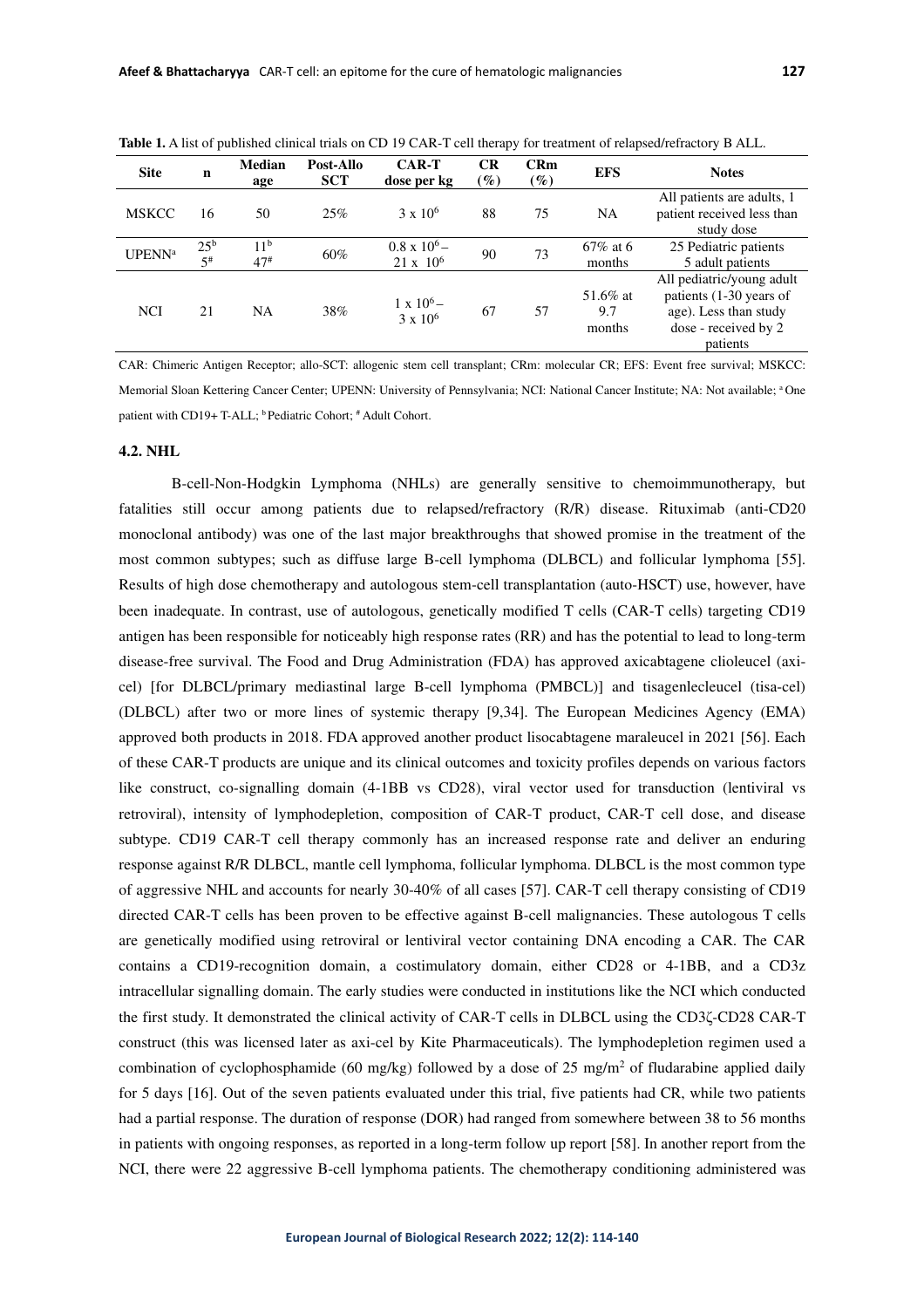**Table 1.** A list of published clinical trials on CD 19 CAR-T cell therapy for treatment of relapsed/refractory B ALL.

| Site | n | Median age | Post-Allo SCT | CAR-T dose per kg | CR (%) | CRm (%) | EFS | Notes |
|---|---|---|---|---|---|---|---|---|
| MSKCC | 16 | 50 | 25% | $3 \times 10^6$ | 88 | 75 | NA | All patients are adults, 1 patient received less than study dose |
| UPENN[a] | 25[b] 5[#] | 11[b] 47[#] | 60% | $0.8 \times 10^6$ – $21 \times 10^6$ | 90 | 73 | 67% at 6 months | 25 Pediatric patients 5 adult patients |
| NCI | 21 | NA | 38% | $1 \times 10^6$ – $3 \times 10^6$ | 67 | 57 | 51.6% at 9.7 months | All pediatric/young adult patients (1-30 years of age). Less than study dose - received by 2 patients |

CAR: Chimeric Antigen Receptor; allo-SCT: allogenic stem cell transplant; CRm: molecular CR; EFS: Event free survival; MSKCC: Memorial Sloan Kettering Cancer Center; UPENN: University of Pennsylvania; NCI: National Cancer Institute; NA: Not available; [a] One patient with CD19+ T-ALL; [b] Pediatric Cohort; [#] Adult Cohort.

### 4.2. NHL

B-cell-Non-Hodgkin Lymphoma (NHLs) are generally sensitive to chemoimmunotherapy, but fatalities still occur among patients due to relapsed/refractory (R/R) disease. Rituximab (anti-CD20 monoclonal antibody) was one of the last major breakthroughs that showed promise in the treatment of the most common subtypes; such as diffuse large B-cell lymphoma (DLBCL) and follicular lymphoma [55]. Results of high dose chemotherapy and autologous stem-cell transplantation (auto-HSCT) use, however, have been inadequate. In contrast, use of autologous, genetically modified T cells (CAR-T cells) targeting CD19 antigen has been responsible for noticeably high response rates (RR) and has the potential to lead to long-term disease-free survival. The Food and Drug Administration (FDA) has approved axicabtagene clioleucel (axi-cel) [for DLBCL/primary mediastinal large B-cell lymphoma (PMBCL)] and tisagenlecleucel (tisa-cel) (DLBCL) after two or more lines of systemic therapy [9,34]. The European Medicines Agency (EMA) approved both products in 2018. FDA approved another product lisocabtagene maraleucel in 2021 [56]. Each of these CAR-T products are unique and its clinical outcomes and toxicity profiles depends on various factors like construct, co-signalling domain (4-1BB vs CD28), viral vector used for transduction (lentiviral vs retroviral), intensity of lymphodepletion, composition of CAR-T product, CAR-T cell dose, and disease subtype. CD19 CAR-T cell therapy commonly has an increased response rate and deliver an enduring response against R/R DLBCL, mantle cell lymphoma, follicular lymphoma. DLBCL is the most common type of aggressive NHL and accounts for nearly 30-40% of all cases [57]. CAR-T cell therapy consisting of CD19 directed CAR-T cells has been proven to be effective against B-cell malignancies. These autologous T cells are genetically modified using retroviral or lentiviral vector containing DNA encoding a CAR. The CAR contains a CD19-recognition domain, a costimulatory domain, either CD28 or 4-1BB, and a CD3z intracellular signalling domain. The early studies were conducted in institutions like the NCI which conducted the first study. It demonstrated the clinical activity of CAR-T cells in DLBCL using the CD3ζ-CD28 CAR-T construct (this was licensed later as axi-cel by Kite Pharmaceuticals). The lymphodepletion regimen used a combination of cyclophosphamide (60 mg/kg) followed by a dose of 25 mg/m$^2$ of fludarabine applied daily for 5 days [16]. Out of the seven patients evaluated under this trial, five patients had CR, while two patients had a partial response. The duration of response (DOR) had ranged from somewhere between 38 to 56 months in patients with ongoing responses, as reported in a long-term follow up report [58]. In another report from the NCI, there were 22 aggressive B-cell lymphoma patients. The chemotherapy conditioning administered was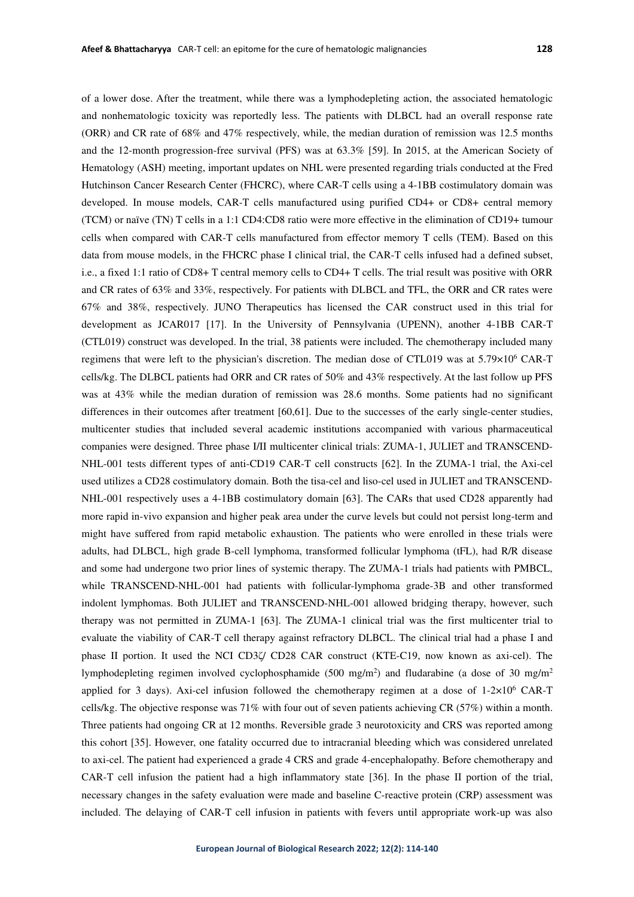of a lower dose. After the treatment, while there was a lymphodepleting action, the associated hematologic and nonhematologic toxicity was reportedly less. The patients with DLBCL had an overall response rate (ORR) and CR rate of 68% and 47% respectively, while, the median duration of remission was 12.5 months and the 12-month progression-free survival (PFS) was at 63.3% [59]. In 2015, at the American Society of Hematology (ASH) meeting, important updates on NHL were presented regarding trials conducted at the Fred Hutchinson Cancer Research Center (FHCRC), where CAR-T cells using a 4-1BB costimulatory domain was developed. In mouse models, CAR-T cells manufactured using purified CD4+ or CD8+ central memory (TCM) or naïve (TN) T cells in a 1:1 CD4:CD8 ratio were more effective in the elimination of CD19+ tumour cells when compared with CAR-T cells manufactured from effector memory T cells (TEM). Based on this data from mouse models, in the FHCRC phase I clinical trial, the CAR-T cells infused had a defined subset, i.e., a fixed 1:1 ratio of CD8+ T central memory cells to CD4+ T cells. The trial result was positive with ORR and CR rates of 63% and 33%, respectively. For patients with DLBCL and TFL, the ORR and CR rates were 67% and 38%, respectively. JUNO Therapeutics has licensed the CAR construct used in this trial for development as JCAR017 [17]. In the University of Pennsylvania (UPENN), another 4-1BB CAR-T (CTL019) construct was developed. In the trial, 38 patients were included. The chemotherapy included many regimens that were left to the physician's discretion. The median dose of CTL019 was at $5.79 \times 10^6$ CAR-T cells/kg. The DLBCL patients had ORR and CR rates of 50% and 43% respectively. At the last follow up PFS was at 43% while the median duration of remission was 28.6 months. Some patients had no significant differences in their outcomes after treatment [60,61]. Due to the successes of the early single-center studies, multicenter studies that included several academic institutions accompanied with various pharmaceutical companies were designed. Three phase I/II multicenter clinical trials: ZUMA-1, JULIET and TRANSCEND-NHL-001 tests different types of anti-CD19 CAR-T cell constructs [62]. In the ZUMA-1 trial, the Axi-cel used utilizes a CD28 costimulatory domain. Both the tisa-cel and liso-cel used in JULIET and TRANSCEND-NHL-001 respectively uses a 4-1BB costimulatory domain [63]. The CARs that used CD28 apparently had more rapid in-vivo expansion and higher peak area under the curve levels but could not persist long-term and might have suffered from rapid metabolic exhaustion. The patients who were enrolled in these trials were adults, had DLBCL, high grade B-cell lymphoma, transformed follicular lymphoma (tFL), had R/R disease and some had undergone two prior lines of systemic therapy. The ZUMA-1 trials had patients with PMBCL, while TRANSCEND-NHL-001 had patients with follicular-lymphoma grade-3B and other transformed indolent lymphomas. Both JULIET and TRANSCEND-NHL-001 allowed bridging therapy, however, such therapy was not permitted in ZUMA-1 [63]. The ZUMA-1 clinical trial was the first multicenter trial to evaluate the viability of CAR-T cell therapy against refractory DLBCL. The clinical trial had a phase I and phase II portion. It used the NCI CD3ζ/ CD28 CAR construct (KTE-C19, now known as axi-cel). The lymphodepleting regimen involved cyclophosphamide (500 mg/m$^2$) and fludarabine (a dose of 30 mg/m$^2$ applied for 3 days). Axi-cel infusion followed the chemotherapy regimen at a dose of $1\text{-}2 \times 10^6$ CAR-T cells/kg. The objective response was 71% with four out of seven patients achieving CR (57%) within a month. Three patients had ongoing CR at 12 months. Reversible grade 3 neurotoxicity and CRS was reported among this cohort [35]. However, one fatality occurred due to intracranial bleeding which was considered unrelated to axi-cel. The patient had experienced a grade 4 CRS and grade 4-encephalopathy. Before chemotherapy and CAR-T cell infusion the patient had a high inflammatory state [36]. In the phase II portion of the trial, necessary changes in the safety evaluation were made and baseline C-reactive protein (CRP) assessment was included. The delaying of CAR-T cell infusion in patients with fevers until appropriate work-up was also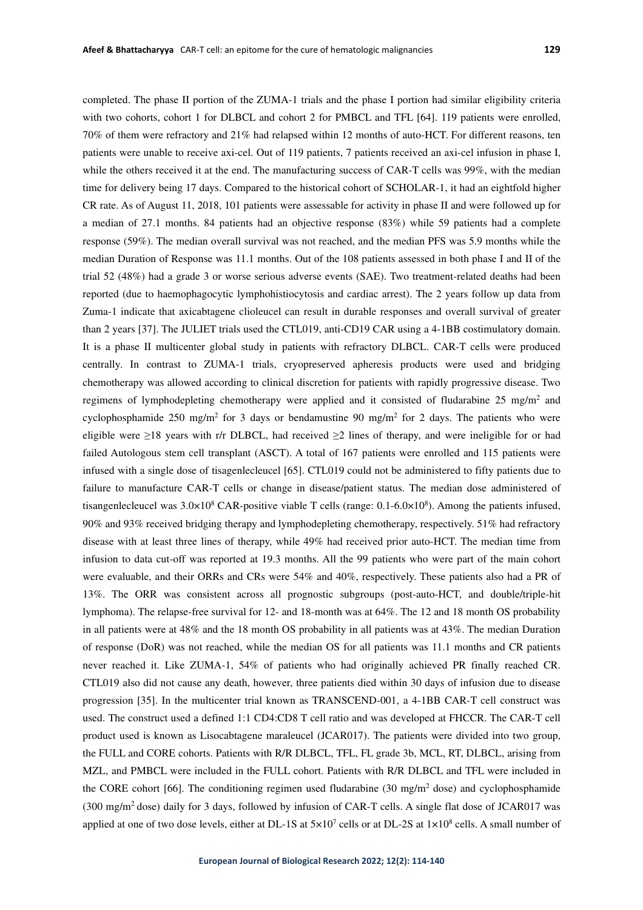completed. The phase II portion of the ZUMA-1 trials and the phase I portion had similar eligibility criteria with two cohorts, cohort 1 for DLBCL and cohort 2 for PMBCL and TFL [64]. 119 patients were enrolled, 70% of them were refractory and 21% had relapsed within 12 months of auto-HCT. For different reasons, ten patients were unable to receive axi-cel. Out of 119 patients, 7 patients received an axi-cel infusion in phase I, while the others received it at the end. The manufacturing success of CAR-T cells was 99%, with the median time for delivery being 17 days. Compared to the historical cohort of SCHOLAR-1, it had an eightfold higher CR rate. As of August 11, 2018, 101 patients were assessable for activity in phase II and were followed up for a median of 27.1 months. 84 patients had an objective response (83%) while 59 patients had a complete response (59%). The median overall survival was not reached, and the median PFS was 5.9 months while the median Duration of Response was 11.1 months. Out of the 108 patients assessed in both phase I and II of the trial 52 (48%) had a grade 3 or worse serious adverse events (SAE). Two treatment-related deaths had been reported (due to haemophagocytic lymphohistiocytosis and cardiac arrest). The 2 years follow up data from Zuma-1 indicate that axicabtagene clioleucel can result in durable responses and overall survival of greater than 2 years [37]. The JULIET trials used the CTL019, anti-CD19 CAR using a 4-1BB costimulatory domain. It is a phase II multicenter global study in patients with refractory DLBCL. CAR-T cells were produced centrally. In contrast to ZUMA-1 trials, cryopreserved apheresis products were used and bridging chemotherapy was allowed according to clinical discretion for patients with rapidly progressive disease. Two regimens of lymphodepleting chemotherapy were applied and it consisted of fludarabine 25 mg/m$^2$ and cyclophosphamide 250 mg/m$^2$ for 3 days or bendamustine 90 mg/m$^2$ for 2 days. The patients who were eligible were ≥18 years with r/r DLBCL, had received ≥2 lines of therapy, and were ineligible for or had failed Autologous stem cell transplant (ASCT). A total of 167 patients were enrolled and 115 patients were infused with a single dose of tisagenlecleucel [65]. CTL019 could not be administered to fifty patients due to failure to manufacture CAR-T cells or change in disease/patient status. The median dose administered of tisangenlecleucel was $3.0\times10^8$ CAR-positive viable T cells (range: $0.1\text{-}6.0\times10^8$). Among the patients infused, 90% and 93% received bridging therapy and lymphodepleting chemotherapy, respectively. 51% had refractory disease with at least three lines of therapy, while 49% had received prior auto-HCT. The median time from infusion to data cut-off was reported at 19.3 months. All the 99 patients who were part of the main cohort were evaluable, and their ORRs and CRs were 54% and 40%, respectively. These patients also had a PR of 13%. The ORR was consistent across all prognostic subgroups (post-auto-HCT, and double/triple-hit lymphoma). The relapse-free survival for 12- and 18-month was at 64%. The 12 and 18 month OS probability in all patients were at 48% and the 18 month OS probability in all patients was at 43%. The median Duration of response (DoR) was not reached, while the median OS for all patients was 11.1 months and CR patients never reached it. Like ZUMA-1, 54% of patients who had originally achieved PR finally reached CR. CTL019 also did not cause any death, however, three patients died within 30 days of infusion due to disease progression [35]. In the multicenter trial known as TRANSCEND-001, a 4-1BB CAR-T cell construct was used. The construct used a defined 1:1 CD4:CD8 T cell ratio and was developed at FHCCR. The CAR-T cell product used is known as Lisocabtagene maraleucel (JCAR017). The patients were divided into two group, the FULL and CORE cohorts. Patients with R/R DLBCL, TFL, FL grade 3b, MCL, RT, DLBCL, arising from MZL, and PMBCL were included in the FULL cohort. Patients with R/R DLBCL and TFL were included in the CORE cohort [66]. The conditioning regimen used fludarabine (30 mg/m$^2$ dose) and cyclophosphamide (300 mg/m$^2$ dose) daily for 3 days, followed by infusion of CAR-T cells. A single flat dose of JCAR017 was applied at one of two dose levels, either at DL-1S at $5\times10^7$ cells or at DL-2S at $1\times10^8$ cells. A small number of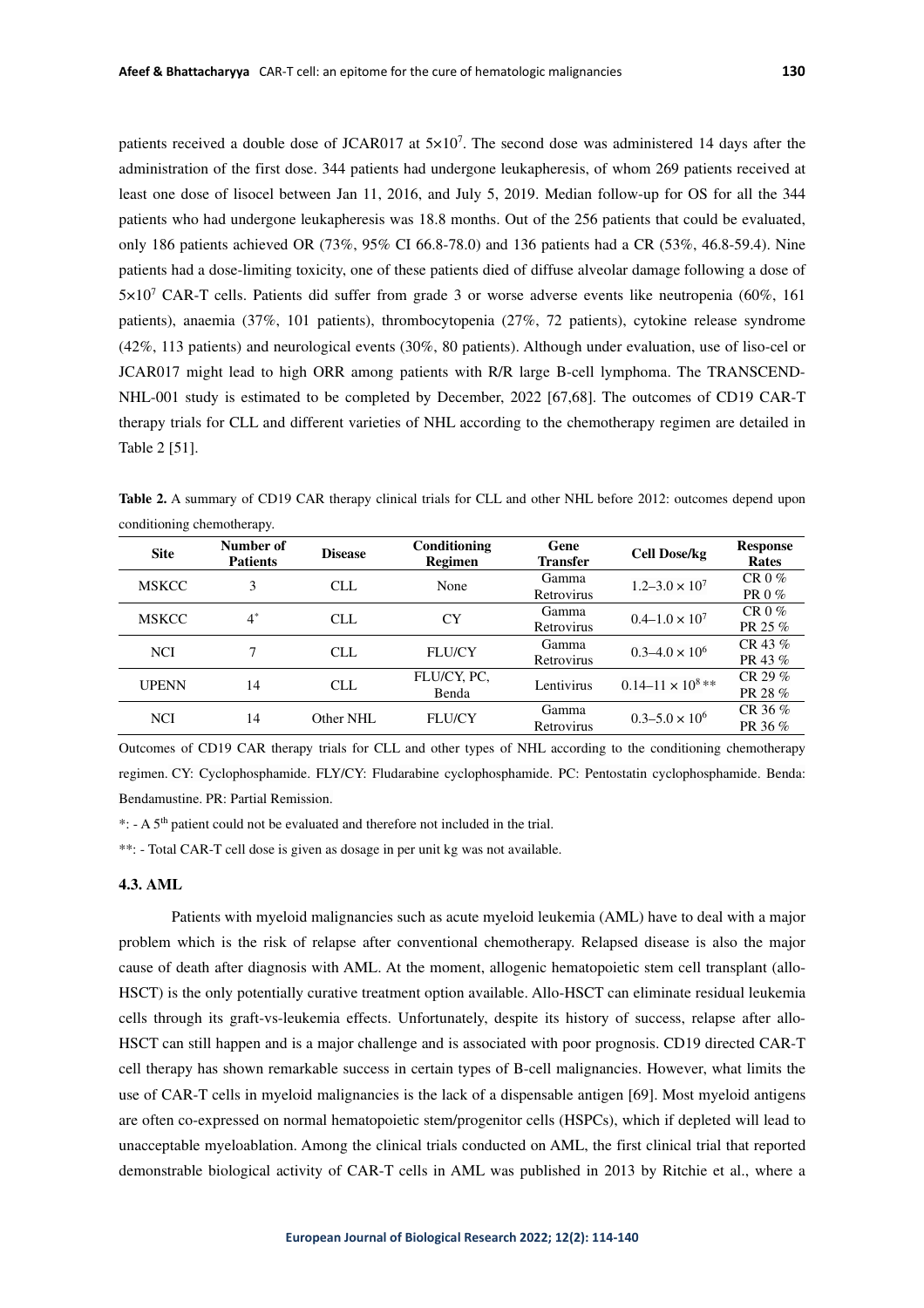patients received a double dose of JCAR017 at $5\times10^7$. The second dose was administered 14 days after the administration of the first dose. 344 patients had undergone leukapheresis, of whom 269 patients received at least one dose of lisocel between Jan 11, 2016, and July 5, 2019. Median follow-up for OS for all the 344 patients who had undergone leukapheresis was 18.8 months. Out of the 256 patients that could be evaluated, only 186 patients achieved OR (73%, 95% CI 66.8-78.0) and 136 patients had a CR (53%, 46.8-59.4). Nine patients had a dose-limiting toxicity, one of these patients died of diffuse alveolar damage following a dose of $5\times10^7$ CAR-T cells. Patients did suffer from grade 3 or worse adverse events like neutropenia (60%, 161 patients), anaemia (37%, 101 patients), thrombocytopenia (27%, 72 patients), cytokine release syndrome (42%, 113 patients) and neurological events (30%, 80 patients). Although under evaluation, use of liso-cel or JCAR017 might lead to high ORR among patients with R/R large B-cell lymphoma. The TRANSCEND-NHL-001 study is estimated to be completed by December, 2022 [67,68]. The outcomes of CD19 CAR-T therapy trials for CLL and different varieties of NHL according to the chemotherapy regimen are detailed in Table 2 [51].

**Table 2.** A summary of CD19 CAR therapy clinical trials for CLL and other NHL before 2012: outcomes depend upon conditioning chemotherapy.

| Site | Number of Patients | Disease | Conditioning Regimen | Gene Transfer | Cell Dose/kg | Response Rates |
|---|---|---|---|---|---|---|
| MSKCC | 3 | CLL | None | Gamma Retrovirus | $1.2–3.0 \times 10^7$ | CR 0 % PR 0 % |
| MSKCC | 4* | CLL | CY | Gamma Retrovirus | $0.4–1.0 \times 10^7$ | CR 0 % PR 25 % |
| NCI | 7 | CLL | FLU/CY | Gamma Retrovirus | $0.3–4.0 \times 10^6$ | CR 43 % PR 43 % |
| UPENN | 14 | CLL | FLU/CY, PC, Benda | Lentivirus | $0.14–11 \times 10^8$ ** | CR 29 % PR 28 % |
| NCI | 14 | Other NHL | FLU/CY | Gamma Retrovirus | $0.3–5.0 \times 10^6$ | CR 36 % PR 36 % |

Outcomes of CD19 CAR therapy trials for CLL and other types of NHL according to the conditioning chemotherapy regimen. CY: Cyclophosphamide. FLY/CY: Fludarabine cyclophosphamide. PC: Pentostatin cyclophosphamide. Benda: Bendamustine. PR: Partial Remission.

*: - A 5th patient could not be evaluated and therefore not included in the trial.

**: - Total CAR-T cell dose is given as dosage in per unit kg was not available.

### 4.3. AML

Patients with myeloid malignancies such as acute myeloid leukemia (AML) have to deal with a major problem which is the risk of relapse after conventional chemotherapy. Relapsed disease is also the major cause of death after diagnosis with AML. At the moment, allogenic hematopoietic stem cell transplant (allo-HSCT) is the only potentially curative treatment option available. Allo-HSCT can eliminate residual leukemia cells through its graft-vs-leukemia effects. Unfortunately, despite its history of success, relapse after allo-HSCT can still happen and is a major challenge and is associated with poor prognosis. CD19 directed CAR-T cell therapy has shown remarkable success in certain types of B-cell malignancies. However, what limits the use of CAR-T cells in myeloid malignancies is the lack of a dispensable antigen [69]. Most myeloid antigens are often co-expressed on normal hematopoietic stem/progenitor cells (HSPCs), which if depleted will lead to unacceptable myeloablation. Among the clinical trials conducted on AML, the first clinical trial that reported demonstrable biological activity of CAR-T cells in AML was published in 2013 by Ritchie et al., where a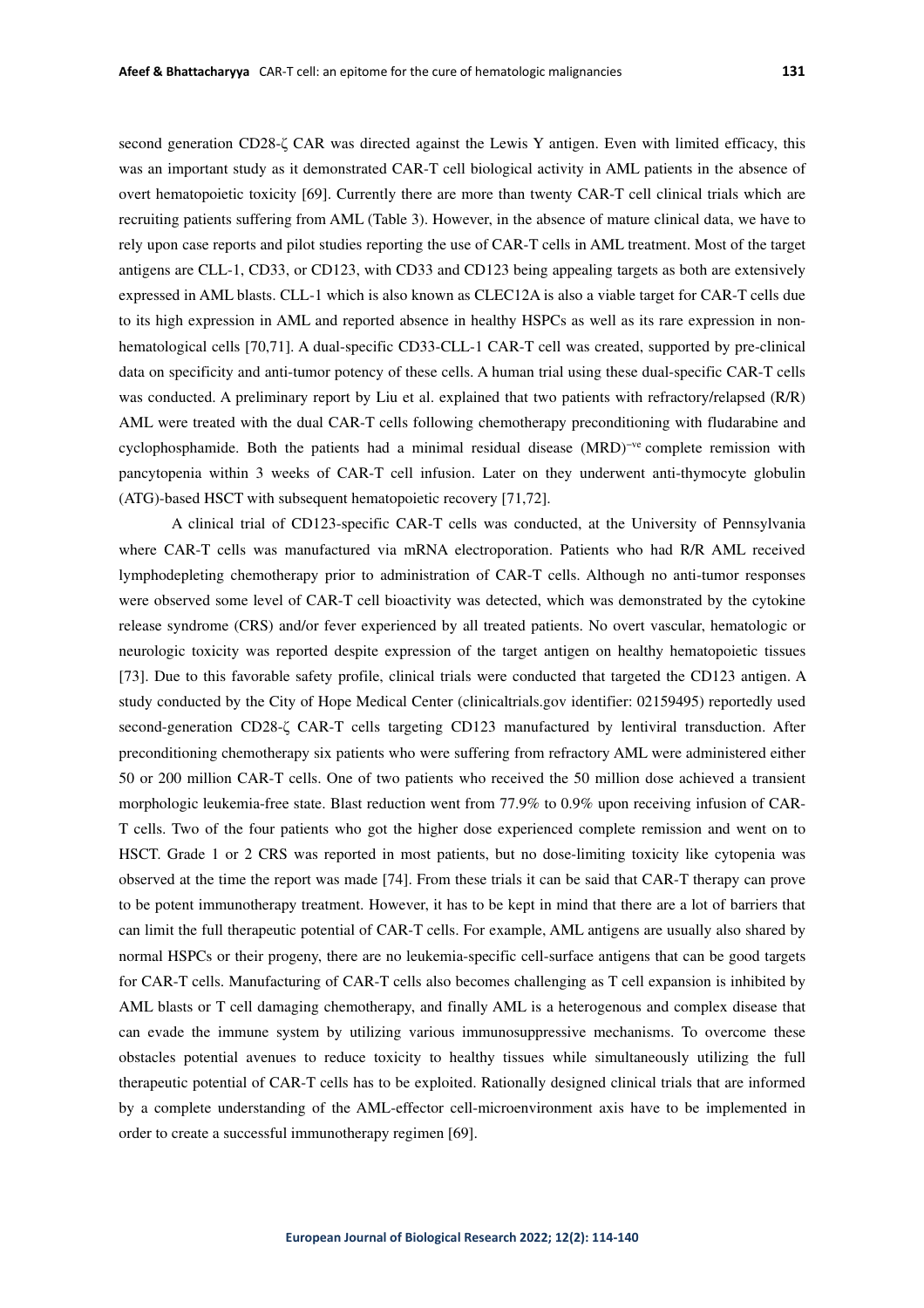second generation CD28-ζ CAR was directed against the Lewis Y antigen. Even with limited efficacy, this was an important study as it demonstrated CAR-T cell biological activity in AML patients in the absence of overt hematopoietic toxicity [69]. Currently there are more than twenty CAR-T cell clinical trials which are recruiting patients suffering from AML (Table 3). However, in the absence of mature clinical data, we have to rely upon case reports and pilot studies reporting the use of CAR-T cells in AML treatment. Most of the target antigens are CLL-1, CD33, or CD123, with CD33 and CD123 being appealing targets as both are extensively expressed in AML blasts. CLL-1 which is also known as CLEC12A is also a viable target for CAR-T cells due to its high expression in AML and reported absence in healthy HSPCs as well as its rare expression in non-hematological cells [70,71]. A dual-specific CD33-CLL-1 CAR-T cell was created, supported by pre-clinical data on specificity and anti-tumor potency of these cells. A human trial using these dual-specific CAR-T cells was conducted. A preliminary report by Liu et al. explained that two patients with refractory/relapsed (R/R) AML were treated with the dual CAR-T cells following chemotherapy preconditioning with fludarabine and cyclophosphamide. Both the patients had a minimal residual disease (MRD)$^{-ve}$ complete remission with pancytopenia within 3 weeks of CAR-T cell infusion. Later on they underwent anti-thymocyte globulin (ATG)-based HSCT with subsequent hematopoietic recovery [71,72].

A clinical trial of CD123-specific CAR-T cells was conducted, at the University of Pennsylvania where CAR-T cells was manufactured via mRNA electroporation. Patients who had R/R AML received lymphodepleting chemotherapy prior to administration of CAR-T cells. Although no anti-tumor responses were observed some level of CAR-T cell bioactivity was detected, which was demonstrated by the cytokine release syndrome (CRS) and/or fever experienced by all treated patients. No overt vascular, hematologic or neurologic toxicity was reported despite expression of the target antigen on healthy hematopoietic tissues [73]. Due to this favorable safety profile, clinical trials were conducted that targeted the CD123 antigen. A study conducted by the City of Hope Medical Center (clinicaltrials.gov identifier: 02159495) reportedly used second-generation CD28-ζ CAR-T cells targeting CD123 manufactured by lentiviral transduction. After preconditioning chemotherapy six patients who were suffering from refractory AML were administered either 50 or 200 million CAR-T cells. One of two patients who received the 50 million dose achieved a transient morphologic leukemia-free state. Blast reduction went from 77.9% to 0.9% upon receiving infusion of CAR-T cells. Two of the four patients who got the higher dose experienced complete remission and went on to HSCT. Grade 1 or 2 CRS was reported in most patients, but no dose-limiting toxicity like cytopenia was observed at the time the report was made [74]. From these trials it can be said that CAR-T therapy can prove to be potent immunotherapy treatment. However, it has to be kept in mind that there are a lot of barriers that can limit the full therapeutic potential of CAR-T cells. For example, AML antigens are usually also shared by normal HSPCs or their progeny, there are no leukemia-specific cell-surface antigens that can be good targets for CAR-T cells. Manufacturing of CAR-T cells also becomes challenging as T cell expansion is inhibited by AML blasts or T cell damaging chemotherapy, and finally AML is a heterogenous and complex disease that can evade the immune system by utilizing various immunosuppressive mechanisms. To overcome these obstacles potential avenues to reduce toxicity to healthy tissues while simultaneously utilizing the full therapeutic potential of CAR-T cells has to be exploited. Rationally designed clinical trials that are informed by a complete understanding of the AML-effector cell-microenvironment axis have to be implemented in order to create a successful immunotherapy regimen [69].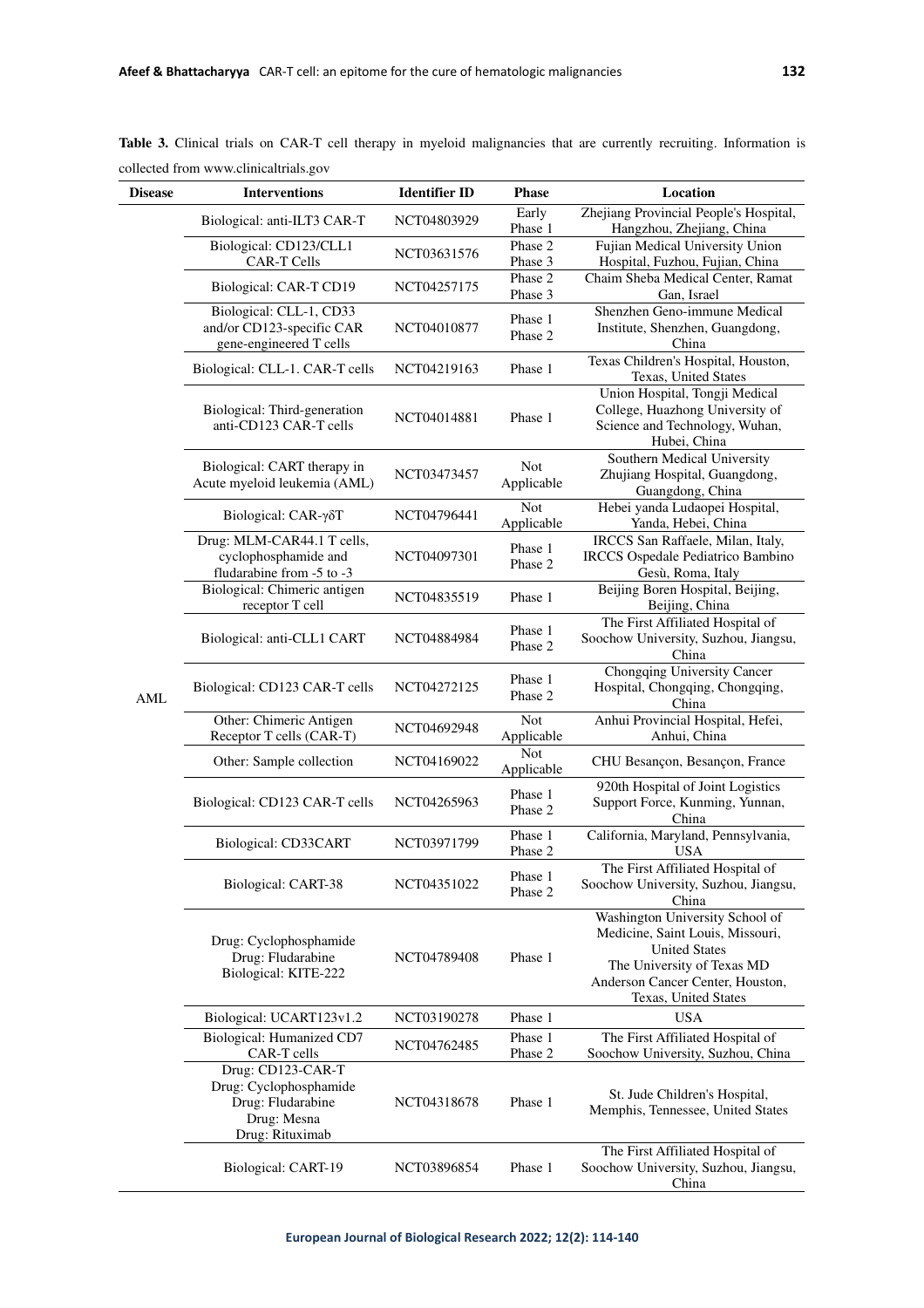**Table 3.** Clinical trials on CAR-T cell therapy in myeloid malignancies that are currently recruiting. Information is collected from www.clinicaltrials.gov

| Disease | Interventions | Identifier ID | Phase | Location |
|---|---|---|---|---|
| AML | Biological: anti-ILT3 CAR-T | NCT04803929 | Early Phase 1 | Zhejiang Provincial People's Hospital, Hangzhou, Zhejiang, China |
| | Biological: CD123/CLL1 CAR-T Cells | NCT03631576 | Phase 2 Phase 3 | Fujian Medical University Union Hospital, Fuzhou, Fujian, China |
| | Biological: CAR-T CD19 | NCT04257175 | Phase 2 Phase 3 | Chaim Sheba Medical Center, Ramat Gan, Israel |
| | Biological: CLL-1, CD33 and/or CD123-specific CAR gene-engineered T cells | NCT04010877 | Phase 1 Phase 2 | Shenzhen Geno-immune Medical Institute, Shenzhen, Guangdong, China |
| | Biological: CLL-1. CAR-T cells | NCT04219163 | Phase 1 | Texas Children's Hospital, Houston, Texas, United States |
| | Biological: Third-generation anti-CD123 CAR-T cells | NCT04014881 | Phase 1 | Union Hospital, Tongji Medical College, Huazhong University of Science and Technology, Wuhan, Hubei, China |
| | Biological: CART therapy in Acute myeloid leukemia (AML) | NCT03473457 | Not Applicable | Southern Medical University Zhujiang Hospital, Guangdong, Guangdong, China |
| | Biological: CAR-γδT | NCT04796441 | Not Applicable | Hebei yanda Ludaopei Hospital, Yanda, Hebei, China |
| | Drug: MLM-CAR44.1 T cells, cyclophosphamide and fludarabine from -5 to -3 | NCT04097301 | Phase 1 Phase 2 | IRCCS San Raffaele, Milan, Italy, IRCCS Ospedale Pediatrico Bambino Gesù, Roma, Italy |
| | Biological: Chimeric antigen receptor T cell | NCT04835519 | Phase 1 | Beijing Boren Hospital, Beijing, Beijing, China |
| | Biological: anti-CLL1 CART | NCT04884984 | Phase 1 Phase 2 | The First Affiliated Hospital of Soochow University, Suzhou, Jiangsu, China |
| | Biological: CD123 CAR-T cells | NCT04272125 | Phase 1 Phase 2 | Chongqing University Cancer Hospital, Chongqing, Chongqing, China |
| | Other: Chimeric Antigen Receptor T cells (CAR-T) | NCT04692948 | Not Applicable | Anhui Provincial Hospital, Hefei, Anhui, China |
| | Other: Sample collection | NCT04169022 | Not Applicable | CHU Besançon, Besançon, France |
| | Biological: CD123 CAR-T cells | NCT04265963 | Phase 1 Phase 2 | 920th Hospital of Joint Logistics Support Force, Kunming, Yunnan, China |
| | Biological: CD33CART | NCT03971799 | Phase 1 Phase 2 | California, Maryland, Pennsylvania, USA |
| | Biological: CART-38 | NCT04351022 | Phase 1 Phase 2 | The First Affiliated Hospital of Soochow University, Suzhou, Jiangsu, China |
| | Drug: Cyclophosphamide Drug: Fludarabine Biological: KITE-222 | NCT04789408 | Phase 1 | Washington University School of Medicine, Saint Louis, Missouri, United States The University of Texas MD Anderson Cancer Center, Houston, Texas, United States |
| | Biological: UCART123v1.2 | NCT03190278 | Phase 1 | USA |
| | Biological: Humanized CD7 CAR-T cells | NCT04762485 | Phase 1 Phase 2 | The First Affiliated Hospital of Soochow University, Suzhou, China |
| | Drug: CD123-CAR-T Drug: Cyclophosphamide Drug: Fludarabine Drug: Mesna Drug: Rituximab | NCT04318678 | Phase 1 | St. Jude Children's Hospital, Memphis, Tennessee, United States |
| | Biological: CART-19 | NCT03896854 | Phase 1 | The First Affiliated Hospital of Soochow University, Suzhou, Jiangsu, China |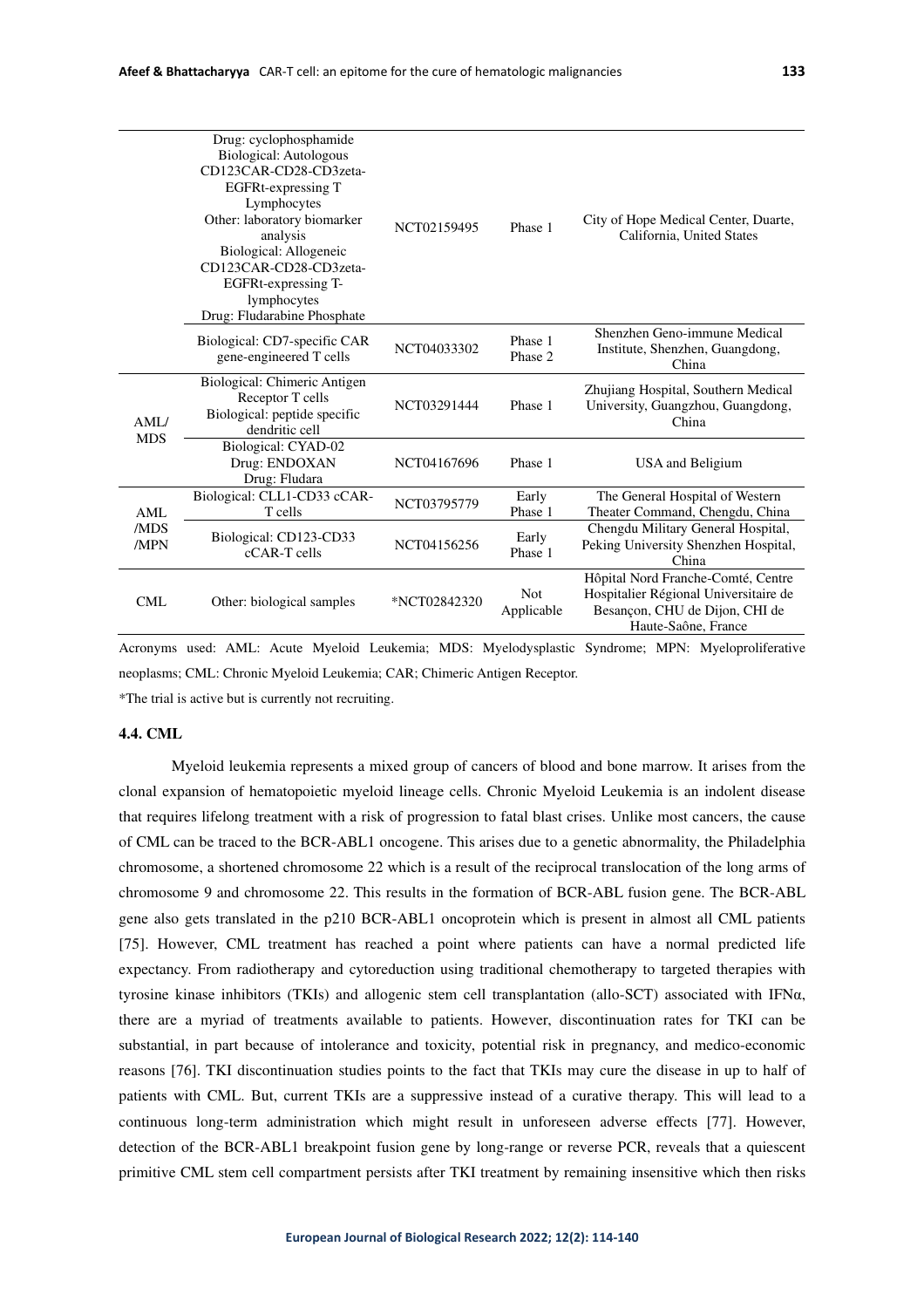| | | | | |
|---|---|---|---|---|
| | Drug: cyclophosphamide<br>Biological: Autologous CD123CAR-CD28-CD3zeta-EGFRt-expressing T Lymphocytes<br>Other: laboratory biomarker analysis<br>Biological: Allogeneic CD123CAR-CD28-CD3zeta-EGFRt-expressing T-lymphocytes<br>Drug: Fludarabine Phosphate | NCT02159495 | Phase 1 | City of Hope Medical Center, Duarte, California, United States |
| | Biological: CD7-specific CAR gene-engineered T cells | NCT04033302 | Phase 1<br>Phase 2 | Shenzhen Geno-immune Medical Institute, Shenzhen, Guangdong, China |
| AML/<br>MDS | Biological: Chimeric Antigen Receptor T cells<br>Biological: peptide specific dendritic cell | NCT03291444 | Phase 1 | Zhujiang Hospital, Southern Medical University, Guangzhou, Guangdong, China |
| | Biological: CYAD-02<br>Drug: ENDOXAN<br>Drug: Fludara | NCT04167696 | Phase 1 | USA and Beligium |
| AML<br>/MDS<br>/MPN | Biological: CLL1-CD33 cCAR-T cells | NCT03795779 | Early Phase 1 | The General Hospital of Western Theater Command, Chengdu, China |
| | Biological: CD123-CD33 cCAR-T cells | NCT04156256 | Early Phase 1 | Chengdu Military General Hospital, Peking University Shenzhen Hospital, China |
| CML | Other: biological samples | *NCT02842320 | Not Applicable | Hôpital Nord Franche-Comté, Centre Hospitalier Régional Universitaire de Besançon, CHU de Dijon, CHI de Haute-Saône, France |

Acronyms used: AML: Acute Myeloid Leukemia; MDS: Myelodysplastic Syndrome; MPN: Myeloproliferative neoplasms; CML: Chronic Myeloid Leukemia; CAR; Chimeric Antigen Receptor.

*The trial is active but is currently not recruiting.

### 4.4. CML

Myeloid leukemia represents a mixed group of cancers of blood and bone marrow. It arises from the clonal expansion of hematopoietic myeloid lineage cells. Chronic Myeloid Leukemia is an indolent disease that requires lifelong treatment with a risk of progression to fatal blast crises. Unlike most cancers, the cause of CML can be traced to the BCR-ABL1 oncogene. This arises due to a genetic abnormality, the Philadelphia chromosome, a shortened chromosome 22 which is a result of the reciprocal translocation of the long arms of chromosome 9 and chromosome 22. This results in the formation of BCR-ABL fusion gene. The BCR-ABL gene also gets translated in the p210 BCR-ABL1 oncoprotein which is present in almost all CML patients [75]. However, CML treatment has reached a point where patients can have a normal predicted life expectancy. From radiotherapy and cytoreduction using traditional chemotherapy to targeted therapies with tyrosine kinase inhibitors (TKIs) and allogenic stem cell transplantation (allo-SCT) associated with IFNα, there are a myriad of treatments available to patients. However, discontinuation rates for TKI can be substantial, in part because of intolerance and toxicity, potential risk in pregnancy, and medico-economic reasons [76]. TKI discontinuation studies points to the fact that TKIs may cure the disease in up to half of patients with CML. But, current TKIs are a suppressive instead of a curative therapy. This will lead to a continuous long-term administration which might result in unforeseen adverse effects [77]. However, detection of the BCR-ABL1 breakpoint fusion gene by long-range or reverse PCR, reveals that a quiescent primitive CML stem cell compartment persists after TKI treatment by remaining insensitive which then risks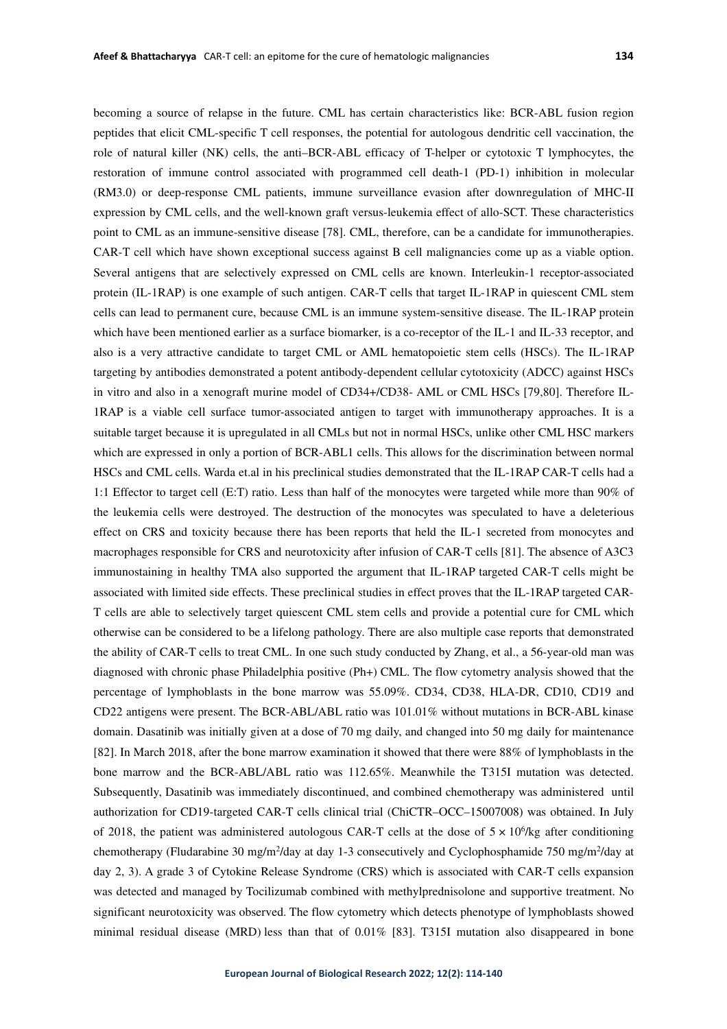becoming a source of relapse in the future. CML has certain characteristics like: BCR-ABL fusion region peptides that elicit CML-specific T cell responses, the potential for autologous dendritic cell vaccination, the role of natural killer (NK) cells, the anti–BCR-ABL efficacy of T-helper or cytotoxic T lymphocytes, the restoration of immune control associated with programmed cell death-1 (PD-1) inhibition in molecular (RM3.0) or deep-response CML patients, immune surveillance evasion after downregulation of MHC-II expression by CML cells, and the well-known graft versus-leukemia effect of allo-SCT. These characteristics point to CML as an immune-sensitive disease [78]. CML, therefore, can be a candidate for immunotherapies. CAR-T cell which have shown exceptional success against B cell malignancies come up as a viable option. Several antigens that are selectively expressed on CML cells are known. Interleukin-1 receptor-associated protein (IL-1RAP) is one example of such antigen. CAR-T cells that target IL-1RAP in quiescent CML stem cells can lead to permanent cure, because CML is an immune system-sensitive disease. The IL-1RAP protein which have been mentioned earlier as a surface biomarker, is a co-receptor of the IL-1 and IL-33 receptor, and also is a very attractive candidate to target CML or AML hematopoietic stem cells (HSCs). The IL-1RAP targeting by antibodies demonstrated a potent antibody-dependent cellular cytotoxicity (ADCC) against HSCs in vitro and also in a xenograft murine model of CD34+/CD38- AML or CML HSCs [79,80]. Therefore IL-1RAP is a viable cell surface tumor-associated antigen to target with immunotherapy approaches. It is a suitable target because it is upregulated in all CMLs but not in normal HSCs, unlike other CML HSC markers which are expressed in only a portion of BCR-ABL1 cells. This allows for the discrimination between normal HSCs and CML cells. Warda et.al in his preclinical studies demonstrated that the IL-1RAP CAR-T cells had a 1:1 Effector to target cell (E:T) ratio. Less than half of the monocytes were targeted while more than 90% of the leukemia cells were destroyed. The destruction of the monocytes was speculated to have a deleterious effect on CRS and toxicity because there has been reports that held the IL-1 secreted from monocytes and macrophages responsible for CRS and neurotoxicity after infusion of CAR-T cells [81]. The absence of A3C3 immunostaining in healthy TMA also supported the argument that IL-1RAP targeted CAR-T cells might be associated with limited side effects. These preclinical studies in effect proves that the IL-1RAP targeted CAR-T cells are able to selectively target quiescent CML stem cells and provide a potential cure for CML which otherwise can be considered to be a lifelong pathology. There are also multiple case reports that demonstrated the ability of CAR-T cells to treat CML. In one such study conducted by Zhang, et al., a 56-year-old man was diagnosed with chronic phase Philadelphia positive (Ph+) CML. The flow cytometry analysis showed that the percentage of lymphoblasts in the bone marrow was 55.09%. CD34, CD38, HLA-DR, CD10, CD19 and CD22 antigens were present. The BCR-ABL/ABL ratio was 101.01% without mutations in BCR-ABL kinase domain. Dasatinib was initially given at a dose of 70 mg daily, and changed into 50 mg daily for maintenance [82]. In March 2018, after the bone marrow examination it showed that there were 88% of lymphoblasts in the bone marrow and the BCR-ABL/ABL ratio was 112.65%. Meanwhile the T315I mutation was detected. Subsequently, Dasatinib was immediately discontinued, and combined chemotherapy was administered until authorization for CD19-targeted CAR-T cells clinical trial (ChiCTR–OCC–15007008) was obtained. In July of 2018, the patient was administered autologous CAR-T cells at the dose of $5 \times 10^6$/kg after conditioning chemotherapy (Fludarabine 30 mg/m$^2$/day at day 1-3 consecutively and Cyclophosphamide 750 mg/m$^2$/day at day 2, 3). A grade 3 of Cytokine Release Syndrome (CRS) which is associated with CAR-T cells expansion was detected and managed by Tocilizumab combined with methylprednisolone and supportive treatment. No significant neurotoxicity was observed. The flow cytometry which detects phenotype of lymphoblasts showed minimal residual disease (MRD) less than that of 0.01% [83]. T315I mutation also disappeared in bone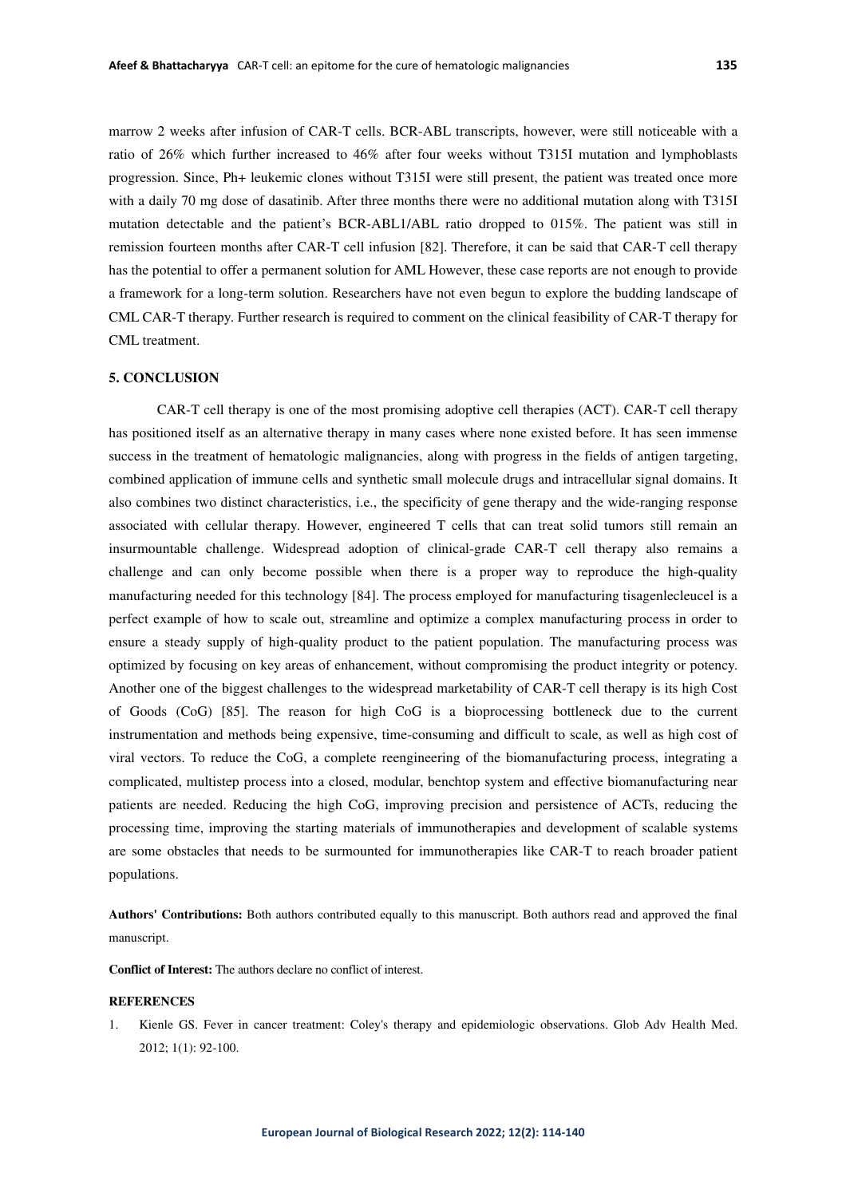marrow 2 weeks after infusion of CAR-T cells. BCR-ABL transcripts, however, were still noticeable with a ratio of 26% which further increased to 46% after four weeks without T315I mutation and lymphoblasts progression. Since, Ph+ leukemic clones without T315I were still present, the patient was treated once more with a daily 70 mg dose of dasatinib. After three months there were no additional mutation along with T315I mutation detectable and the patient's BCR-ABL1/ABL ratio dropped to 015%. The patient was still in remission fourteen months after CAR-T cell infusion [82]. Therefore, it can be said that CAR-T cell therapy has the potential to offer a permanent solution for AML However, these case reports are not enough to provide a framework for a long-term solution. Researchers have not even begun to explore the budding landscape of CML CAR-T therapy. Further research is required to comment on the clinical feasibility of CAR-T therapy for CML treatment.

## 5. CONCLUSION

CAR-T cell therapy is one of the most promising adoptive cell therapies (ACT). CAR-T cell therapy has positioned itself as an alternative therapy in many cases where none existed before. It has seen immense success in the treatment of hematologic malignancies, along with progress in the fields of antigen targeting, combined application of immune cells and synthetic small molecule drugs and intracellular signal domains. It also combines two distinct characteristics, i.e., the specificity of gene therapy and the wide-ranging response associated with cellular therapy. However, engineered T cells that can treat solid tumors still remain an insurmountable challenge. Widespread adoption of clinical-grade CAR-T cell therapy also remains a challenge and can only become possible when there is a proper way to reproduce the high-quality manufacturing needed for this technology [84]. The process employed for manufacturing tisagenlecleucel is a perfect example of how to scale out, streamline and optimize a complex manufacturing process in order to ensure a steady supply of high-quality product to the patient population. The manufacturing process was optimized by focusing on key areas of enhancement, without compromising the product integrity or potency. Another one of the biggest challenges to the widespread marketability of CAR-T cell therapy is its high Cost of Goods (CoG) [85]. The reason for high CoG is a bioprocessing bottleneck due to the current instrumentation and methods being expensive, time-consuming and difficult to scale, as well as high cost of viral vectors. To reduce the CoG, a complete reengineering of the biomanufacturing process, integrating a complicated, multistep process into a closed, modular, benchtop system and effective biomanufacturing near patients are needed. Reducing the high CoG, improving precision and persistence of ACTs, reducing the processing time, improving the starting materials of immunotherapies and development of scalable systems are some obstacles that needs to be surmounted for immunotherapies like CAR-T to reach broader patient populations.

**Authors' Contributions:** Both authors contributed equally to this manuscript. Both authors read and approved the final manuscript.

**Conflict of Interest:** The authors declare no conflict of interest.

## REFERENCES

1. Kienle GS. Fever in cancer treatment: Coley's therapy and epidemiologic observations. Glob Adv Health Med. 2012; 1(1): 92-100.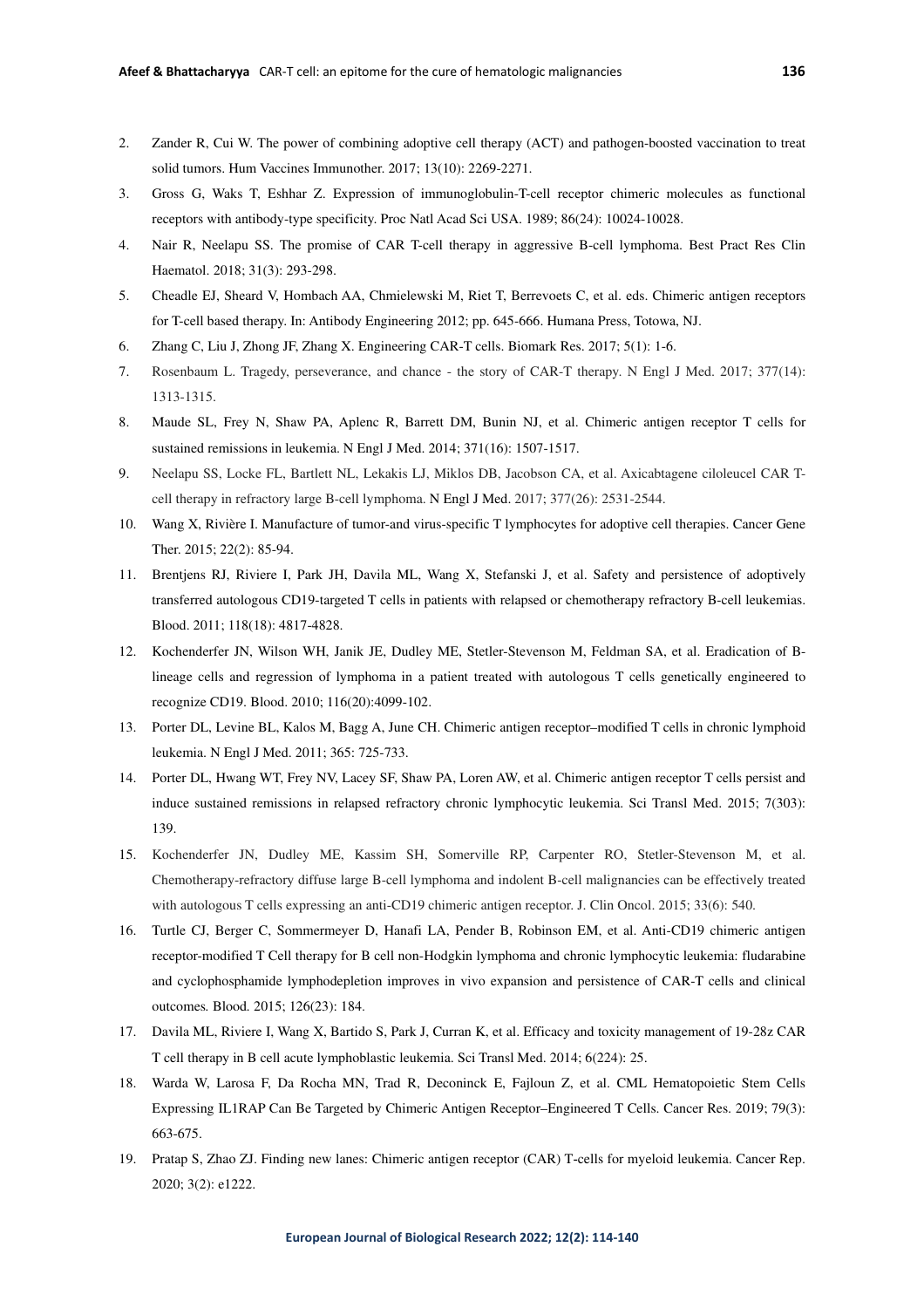2. Zander R, Cui W. The power of combining adoptive cell therapy (ACT) and pathogen-boosted vaccination to treat solid tumors. Hum Vaccines Immunother. 2017; 13(10): 2269-2271.
3. Gross G, Waks T, Eshhar Z. Expression of immunoglobulin-T-cell receptor chimeric molecules as functional receptors with antibody-type specificity. Proc Natl Acad Sci USA. 1989; 86(24): 10024-10028.
4. Nair R, Neelapu SS. The promise of CAR T-cell therapy in aggressive B-cell lymphoma. Best Pract Res Clin Haematol. 2018; 31(3): 293-298.
5. Cheadle EJ, Sheard V, Hombach AA, Chmielewski M, Riet T, Berrevoets C, et al. eds. Chimeric antigen receptors for T-cell based therapy. In: Antibody Engineering 2012; pp. 645-666. Humana Press, Totowa, NJ.
6. Zhang C, Liu J, Zhong JF, Zhang X. Engineering CAR-T cells. Biomark Res. 2017; 5(1): 1-6.
7. Rosenbaum L. Tragedy, perseverance, and chance - the story of CAR-T therapy. N Engl J Med. 2017; 377(14): 1313-1315.
8. Maude SL, Frey N, Shaw PA, Aplenc R, Barrett DM, Bunin NJ, et al. Chimeric antigen receptor T cells for sustained remissions in leukemia. N Engl J Med. 2014; 371(16): 1507-1517.
9. Neelapu SS, Locke FL, Bartlett NL, Lekakis LJ, Miklos DB, Jacobson CA, et al. Axicabtagene ciloleucel CAR T-cell therapy in refractory large B-cell lymphoma. N Engl J Med. 2017; 377(26): 2531-2544.
10. Wang X, Rivière I. Manufacture of tumor-and virus-specific T lymphocytes for adoptive cell therapies. Cancer Gene Ther. 2015; 22(2): 85-94.
11. Brentjens RJ, Riviere I, Park JH, Davila ML, Wang X, Stefanski J, et al. Safety and persistence of adoptively transferred autologous CD19-targeted T cells in patients with relapsed or chemotherapy refractory B-cell leukemias. Blood. 2011; 118(18): 4817-4828.
12. Kochenderfer JN, Wilson WH, Janik JE, Dudley ME, Stetler-Stevenson M, Feldman SA, et al. Eradication of B-lineage cells and regression of lymphoma in a patient treated with autologous T cells genetically engineered to recognize CD19. Blood. 2010; 116(20):4099-102.
13. Porter DL, Levine BL, Kalos M, Bagg A, June CH. Chimeric antigen receptor–modified T cells in chronic lymphoid leukemia. N Engl J Med. 2011; 365: 725-733.
14. Porter DL, Hwang WT, Frey NV, Lacey SF, Shaw PA, Loren AW, et al. Chimeric antigen receptor T cells persist and induce sustained remissions in relapsed refractory chronic lymphocytic leukemia. Sci Transl Med. 2015; 7(303): 139.
15. Kochenderfer JN, Dudley ME, Kassim SH, Somerville RP, Carpenter RO, Stetler-Stevenson M, et al. Chemotherapy-refractory diffuse large B-cell lymphoma and indolent B-cell malignancies can be effectively treated with autologous T cells expressing an anti-CD19 chimeric antigen receptor. J. Clin Oncol. 2015; 33(6): 540.
16. Turtle CJ, Berger C, Sommermeyer D, Hanafi LA, Pender B, Robinson EM, et al. Anti-CD19 chimeric antigen receptor-modified T Cell therapy for B cell non-Hodgkin lymphoma and chronic lymphocytic leukemia: fludarabine and cyclophosphamide lymphodepletion improves in vivo expansion and persistence of CAR-T cells and clinical outcomes. Blood. 2015; 126(23): 184.
17. Davila ML, Riviere I, Wang X, Bartido S, Park J, Curran K, et al. Efficacy and toxicity management of 19-28z CAR T cell therapy in B cell acute lymphoblastic leukemia. Sci Transl Med. 2014; 6(224): 25.
18. Warda W, Larosa F, Da Rocha MN, Trad R, Deconinck E, Fajloun Z, et al. CML Hematopoietic Stem Cells Expressing IL1RAP Can Be Targeted by Chimeric Antigen Receptor–Engineered T Cells. Cancer Res. 2019; 79(3): 663-675.
19. Pratap S, Zhao ZJ. Finding new lanes: Chimeric antigen receptor (CAR) T-cells for myeloid leukemia. Cancer Rep. 2020; 3(2): e1222.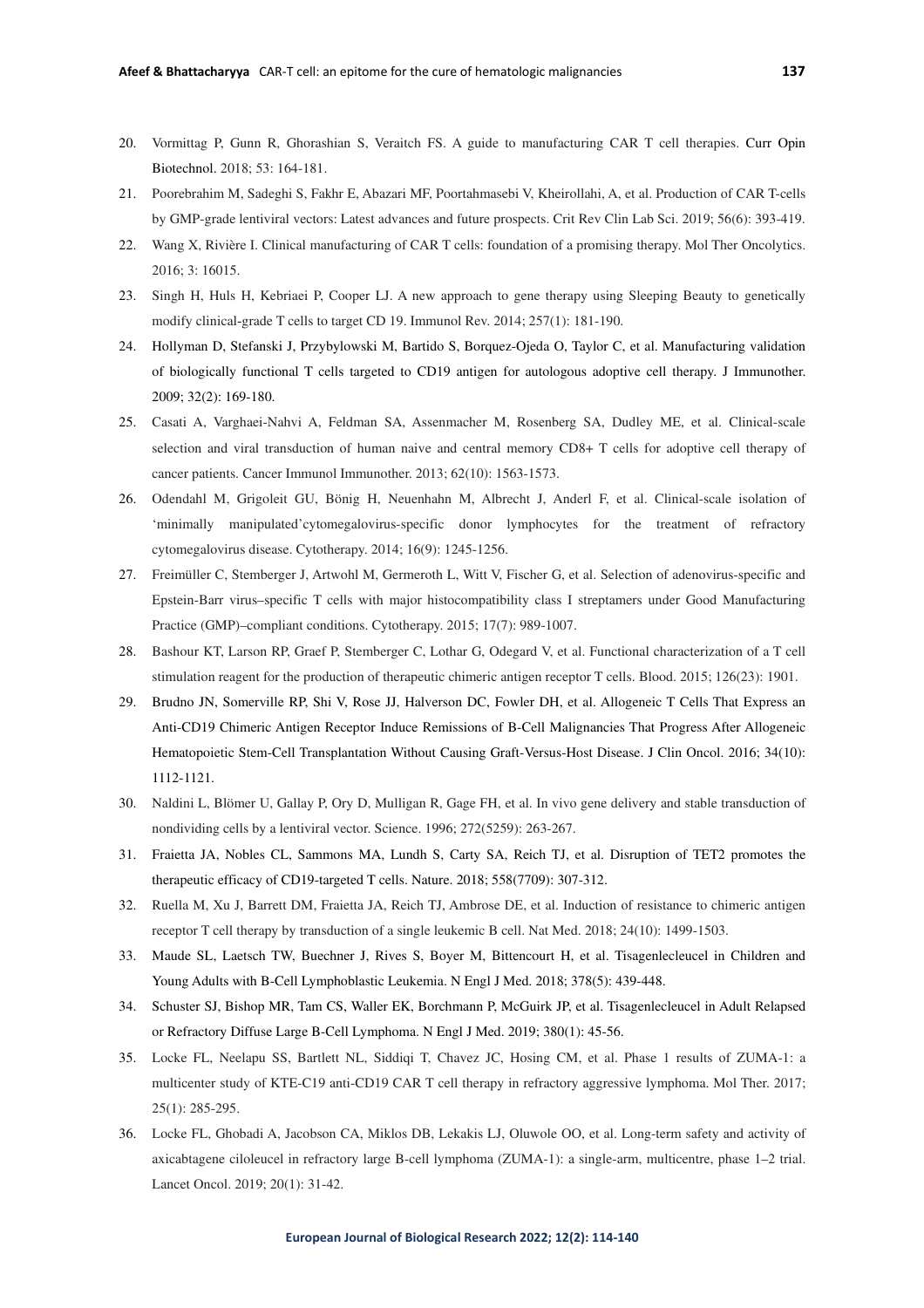20. Vormittag P, Gunn R, Ghorashian S, Veraitch FS. A guide to manufacturing CAR T cell therapies. Curr Opin Biotechnol. 2018; 53: 164-181.
21. Poorebrahim M, Sadeghi S, Fakhr E, Abazari MF, Poortahmasebi V, Kheirollahi, A, et al. Production of CAR T-cells by GMP-grade lentiviral vectors: Latest advances and future prospects. Crit Rev Clin Lab Sci. 2019; 56(6): 393-419.
22. Wang X, Rivière I. Clinical manufacturing of CAR T cells: foundation of a promising therapy. Mol Ther Oncolytics. 2016; 3: 16015.
23. Singh H, Huls H, Kebriaei P, Cooper LJ. A new approach to gene therapy using Sleeping Beauty to genetically modify clinical-grade T cells to target CD 19. Immunol Rev. 2014; 257(1): 181-190.
24. Hollyman D, Stefanski J, Przybylowski M, Bartido S, Borquez-Ojeda O, Taylor C, et al. Manufacturing validation of biologically functional T cells targeted to CD19 antigen for autologous adoptive cell therapy. J Immunother. 2009; 32(2): 169-180.
25. Casati A, Varghaei-Nahvi A, Feldman SA, Assenmacher M, Rosenberg SA, Dudley ME, et al. Clinical-scale selection and viral transduction of human naive and central memory CD8+ T cells for adoptive cell therapy of cancer patients. Cancer Immunol Immunother. 2013; 62(10): 1563-1573.
26. Odendahl M, Grigoleit GU, Bönig H, Neuenhahn M, Albrecht J, Anderl F, et al. Clinical-scale isolation of 'minimally manipulated'cytomegalovirus-specific donor lymphocytes for the treatment of refractory cytomegalovirus disease. Cytotherapy. 2014; 16(9): 1245-1256.
27. Freimüller C, Stemberger J, Artwohl M, Germeroth L, Witt V, Fischer G, et al. Selection of adenovirus-specific and Epstein-Barr virus–specific T cells with major histocompatibility class I streptamers under Good Manufacturing Practice (GMP)–compliant conditions. Cytotherapy. 2015; 17(7): 989-1007.
28. Bashour KT, Larson RP, Graef P, Stemberger C, Lothar G, Odegard V, et al. Functional characterization of a T cell stimulation reagent for the production of therapeutic chimeric antigen receptor T cells. Blood. 2015; 126(23): 1901.
29. Brudno JN, Somerville RP, Shi V, Rose JJ, Halverson DC, Fowler DH, et al. Allogeneic T Cells That Express an Anti-CD19 Chimeric Antigen Receptor Induce Remissions of B-Cell Malignancies That Progress After Allogeneic Hematopoietic Stem-Cell Transplantation Without Causing Graft-Versus-Host Disease. J Clin Oncol. 2016; 34(10): 1112-1121.
30. Naldini L, Blömer U, Gallay P, Ory D, Mulligan R, Gage FH, et al. In vivo gene delivery and stable transduction of nondividing cells by a lentiviral vector. Science. 1996; 272(5259): 263-267.
31. Fraietta JA, Nobles CL, Sammons MA, Lundh S, Carty SA, Reich TJ, et al. Disruption of TET2 promotes the therapeutic efficacy of CD19-targeted T cells. Nature. 2018; 558(7709): 307-312.
32. Ruella M, Xu J, Barrett DM, Fraietta JA, Reich TJ, Ambrose DE, et al. Induction of resistance to chimeric antigen receptor T cell therapy by transduction of a single leukemic B cell. Nat Med. 2018; 24(10): 1499-1503.
33. Maude SL, Laetsch TW, Buechner J, Rives S, Boyer M, Bittencourt H, et al. Tisagenlecleucel in Children and Young Adults with B-Cell Lymphoblastic Leukemia. N Engl J Med. 2018; 378(5): 439-448.
34. Schuster SJ, Bishop MR, Tam CS, Waller EK, Borchmann P, McGuirk JP, et al. Tisagenlecleucel in Adult Relapsed or Refractory Diffuse Large B-Cell Lymphoma. N Engl J Med. 2019; 380(1): 45-56.
35. Locke FL, Neelapu SS, Bartlett NL, Siddiqi T, Chavez JC, Hosing CM, et al. Phase 1 results of ZUMA-1: a multicenter study of KTE-C19 anti-CD19 CAR T cell therapy in refractory aggressive lymphoma. Mol Ther. 2017; 25(1): 285-295.
36. Locke FL, Ghobadi A, Jacobson CA, Miklos DB, Lekakis LJ, Oluwole OO, et al. Long-term safety and activity of axicabtagene ciloleucel in refractory large B-cell lymphoma (ZUMA-1): a single-arm, multicentre, phase 1–2 trial. Lancet Oncol. 2019; 20(1): 31-42.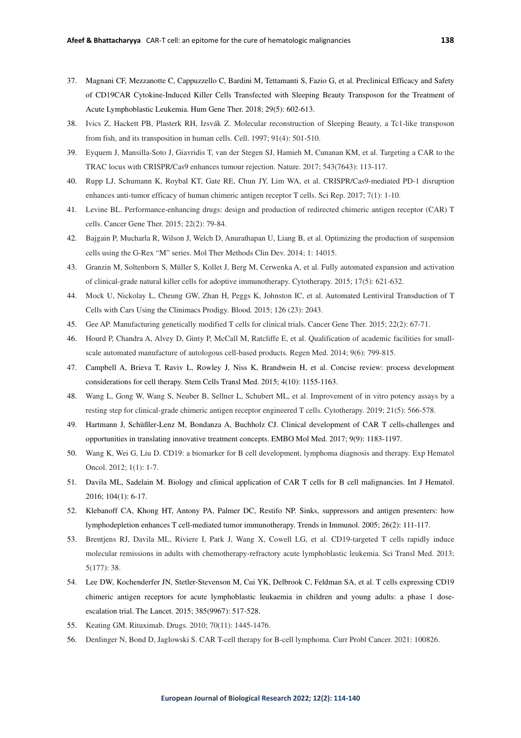37. Magnani CF, Mezzanotte C, Cappuzzello C, Bardini M, Tettamanti S, Fazio G, et al. Preclinical Efficacy and Safety of CD19CAR Cytokine-Induced Killer Cells Transfected with Sleeping Beauty Transposon for the Treatment of Acute Lymphoblastic Leukemia. Hum Gene Ther. 2018; 29(5): 602-613.
38. Ivics Z, Hackett PB, Plasterk RH, Izsvák Z. Molecular reconstruction of Sleeping Beauty, a Tc1-like transposon from fish, and its transposition in human cells. Cell. 1997; 91(4): 501-510.
39. Eyquem J, Mansilla-Soto J, Giavridis T, van der Stegen SJ, Hamieh M, Cunanan KM, et al. Targeting a CAR to the TRAC locus with CRISPR/Cas9 enhances tumour rejection. Nature. 2017; 543(7643): 113-117.
40. Rupp LJ, Schumann K, Roybal KT, Gate RE, Chun JY, Lim WA, et al. CRISPR/Cas9-mediated PD-1 disruption enhances anti-tumor efficacy of human chimeric antigen receptor T cells. Sci Rep. 2017; 7(1): 1-10.
41. Levine BL. Performance-enhancing drugs: design and production of redirected chimeric antigen receptor (CAR) T cells. Cancer Gene Ther. 2015; 22(2): 79-84.
42. Bajgain P, Mucharla R, Wilson J, Welch D, Anurathapan U, Liang B, et al. Optimizing the production of suspension cells using the G-Rex "M" series. Mol Ther Methods Clin Dev. 2014; 1: 14015.
43. Granzin M, Soltenborn S, Müller S, Kollet J, Berg M, Cerwenka A, et al. Fully automated expansion and activation of clinical-grade natural killer cells for adoptive immunotherapy. Cytotherapy. 2015; 17(5): 621-632.
44. Mock U, Nickolay L, Cheung GW, Zhan H, Peggs K, Johnston IC, et al. Automated Lentiviral Transduction of T Cells with Cars Using the Clinimacs Prodigy. Blood. 2015; 126 (23): 2043.
45. Gee AP. Manufacturing genetically modified T cells for clinical trials. Cancer Gene Ther. 2015; 22(2): 67-71.
46. Hourd P, Chandra A, Alvey D, Ginty P, McCall M, Ratcliffe E, et al. Qualification of academic facilities for small-scale automated manufacture of autologous cell-based products. Regen Med. 2014; 9(6): 799-815.
47. Campbell A, Brieva T, Raviv L, Rowley J, Niss K, Brandwein H, et al. Concise review: process development considerations for cell therapy. Stem Cells Transl Med. 2015; 4(10): 1155-1163.
48. Wang L, Gong W, Wang S, Neuber B, Sellner L, Schubert ML, et al. Improvement of in vitro potency assays by a resting step for clinical-grade chimeric antigen receptor engineered T cells. Cytotherapy. 2019; 21(5): 566-578.
49. Hartmann J, Schüßler-Lenz M, Bondanza A, Buchholz CJ. Clinical development of CAR T cells-challenges and opportunities in translating innovative treatment concepts. EMBO Mol Med. 2017; 9(9): 1183-1197.
50. Wang K, Wei G, Liu D. CD19: a biomarker for B cell development, lymphoma diagnosis and therapy. Exp Hematol Oncol. 2012; 1(1): 1-7.
51. Davila ML, Sadelain M. Biology and clinical application of CAR T cells for B cell malignancies. Int J Hematol. 2016; 104(1): 6-17.
52. Klebanoff CA, Khong HT, Antony PA, Palmer DC, Restifo NP. Sinks, suppressors and antigen presenters: how lymphodepletion enhances T cell-mediated tumor immunotherapy. Trends in Immunol. 2005; 26(2): 111-117.
53. Brentjens RJ, Davila ML, Riviere I, Park J, Wang X, Cowell LG, et al. CD19-targeted T cells rapidly induce molecular remissions in adults with chemotherapy-refractory acute lymphoblastic leukemia. Sci Transl Med. 2013; 5(177): 38.
54. Lee DW, Kochenderfer JN, Stetler-Stevenson M, Cui YK, Delbrook C, Feldman SA, et al. T cells expressing CD19 chimeric antigen receptors for acute lymphoblastic leukaemia in children and young adults: a phase 1 dose-escalation trial. The Lancet. 2015; 385(9967): 517-528.
55. Keating GM. Rituximab. Drugs. 2010; 70(11): 1445-1476.
56. Denlinger N, Bond D, Jaglowski S. CAR T-cell therapy for B-cell lymphoma. Curr Probl Cancer. 2021: 100826.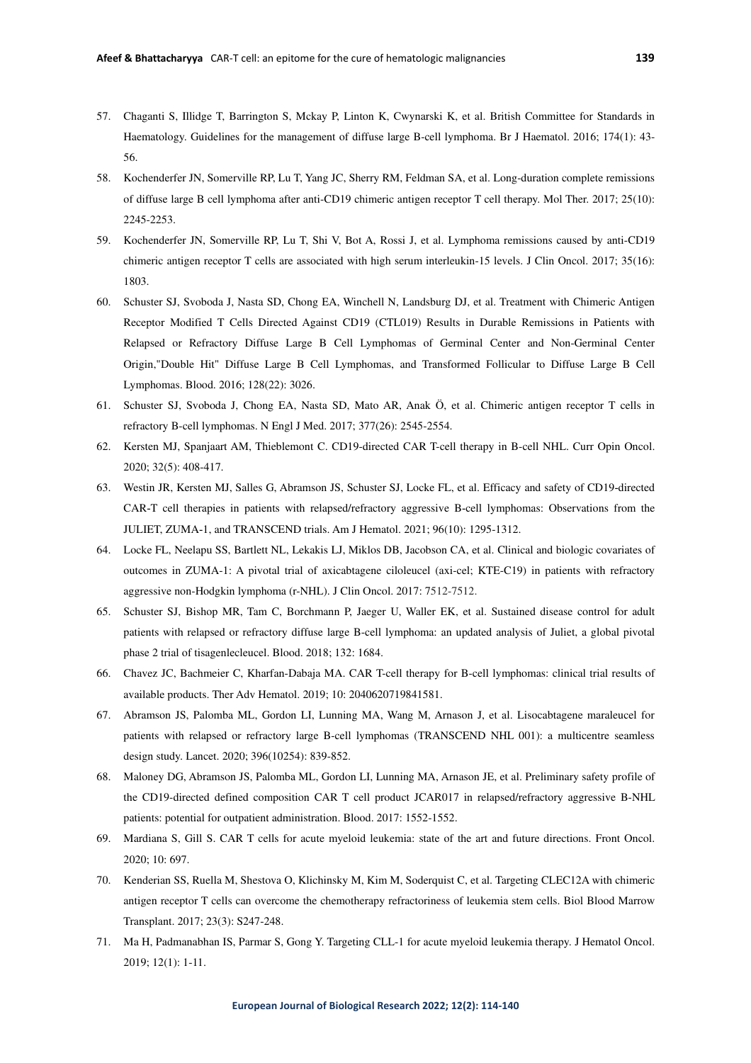57. Chaganti S, Illidge T, Barrington S, Mckay P, Linton K, Cwynarski K, et al. British Committee for Standards in Haematology. Guidelines for the management of diffuse large B-cell lymphoma. Br J Haematol. 2016; 174(1): 43-56.
58. Kochenderfer JN, Somerville RP, Lu T, Yang JC, Sherry RM, Feldman SA, et al. Long-duration complete remissions of diffuse large B cell lymphoma after anti-CD19 chimeric antigen receptor T cell therapy. Mol Ther. 2017; 25(10): 2245-2253.
59. Kochenderfer JN, Somerville RP, Lu T, Shi V, Bot A, Rossi J, et al. Lymphoma remissions caused by anti-CD19 chimeric antigen receptor T cells are associated with high serum interleukin-15 levels. J Clin Oncol. 2017; 35(16): 1803.
60. Schuster SJ, Svoboda J, Nasta SD, Chong EA, Winchell N, Landsburg DJ, et al. Treatment with Chimeric Antigen Receptor Modified T Cells Directed Against CD19 (CTL019) Results in Durable Remissions in Patients with Relapsed or Refractory Diffuse Large B Cell Lymphomas of Germinal Center and Non-Germinal Center Origin,"Double Hit" Diffuse Large B Cell Lymphomas, and Transformed Follicular to Diffuse Large B Cell Lymphomas. Blood. 2016; 128(22): 3026.
61. Schuster SJ, Svoboda J, Chong EA, Nasta SD, Mato AR, Anak Ö, et al. Chimeric antigen receptor T cells in refractory B-cell lymphomas. N Engl J Med. 2017; 377(26): 2545-2554.
62. Kersten MJ, Spanjaart AM, Thieblemont C. CD19-directed CAR T-cell therapy in B-cell NHL. Curr Opin Oncol. 2020; 32(5): 408-417.
63. Westin JR, Kersten MJ, Salles G, Abramson JS, Schuster SJ, Locke FL, et al. Efficacy and safety of CD19-directed CAR-T cell therapies in patients with relapsed/refractory aggressive B-cell lymphomas: Observations from the JULIET, ZUMA-1, and TRANSCEND trials. Am J Hematol. 2021; 96(10): 1295-1312.
64. Locke FL, Neelapu SS, Bartlett NL, Lekakis LJ, Miklos DB, Jacobson CA, et al. Clinical and biologic covariates of outcomes in ZUMA-1: A pivotal trial of axicabtagene ciloleucel (axi-cel; KTE-C19) in patients with refractory aggressive non-Hodgkin lymphoma (r-NHL). J Clin Oncol. 2017: 7512-7512.
65. Schuster SJ, Bishop MR, Tam C, Borchmann P, Jaeger U, Waller EK, et al. Sustained disease control for adult patients with relapsed or refractory diffuse large B-cell lymphoma: an updated analysis of Juliet, a global pivotal phase 2 trial of tisagenlecleucel. Blood. 2018; 132: 1684.
66. Chavez JC, Bachmeier C, Kharfan-Dabaja MA. CAR T-cell therapy for B-cell lymphomas: clinical trial results of available products. Ther Adv Hematol. 2019; 10: 2040620719841581.
67. Abramson JS, Palomba ML, Gordon LI, Lunning MA, Wang M, Arnason J, et al. Lisocabtagene maraleucel for patients with relapsed or refractory large B-cell lymphomas (TRANSCEND NHL 001): a multicentre seamless design study. Lancet. 2020; 396(10254): 839-852.
68. Maloney DG, Abramson JS, Palomba ML, Gordon LI, Lunning MA, Arnason JE, et al. Preliminary safety profile of the CD19-directed defined composition CAR T cell product JCAR017 in relapsed/refractory aggressive B-NHL patients: potential for outpatient administration. Blood. 2017: 1552-1552.
69. Mardiana S, Gill S. CAR T cells for acute myeloid leukemia: state of the art and future directions. Front Oncol. 2020; 10: 697.
70. Kenderian SS, Ruella M, Shestova O, Klichinsky M, Kim M, Soderquist C, et al. Targeting CLEC12A with chimeric antigen receptor T cells can overcome the chemotherapy refractoriness of leukemia stem cells. Biol Blood Marrow Transplant. 2017; 23(3): S247-248.
71. Ma H, Padmanabhan IS, Parmar S, Gong Y. Targeting CLL-1 for acute myeloid leukemia therapy. J Hematol Oncol. 2019; 12(1): 1-11.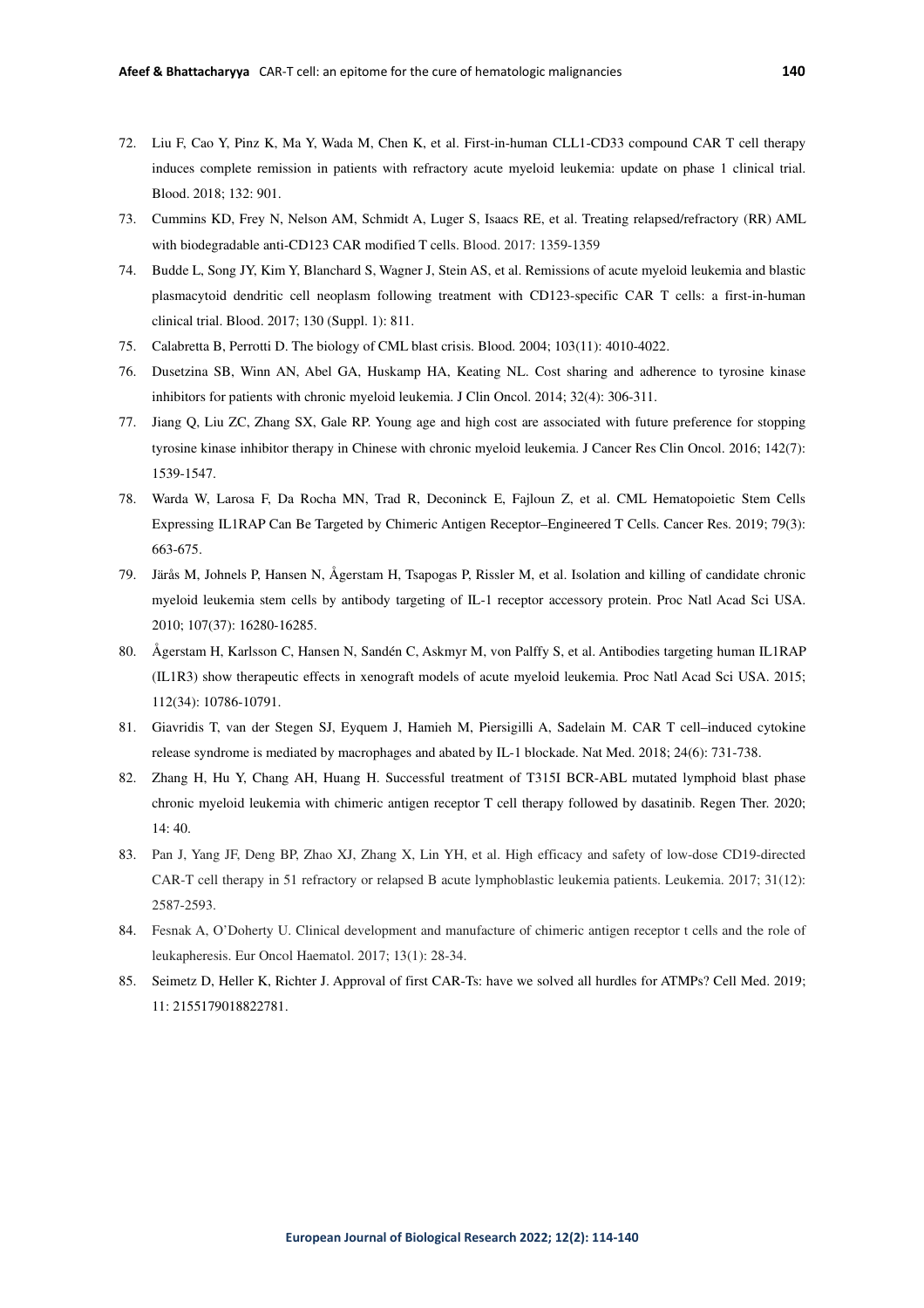72. Liu F, Cao Y, Pinz K, Ma Y, Wada M, Chen K, et al. First-in-human CLL1-CD33 compound CAR T cell therapy induces complete remission in patients with refractory acute myeloid leukemia: update on phase 1 clinical trial. Blood. 2018; 132: 901.
73. Cummins KD, Frey N, Nelson AM, Schmidt A, Luger S, Isaacs RE, et al. Treating relapsed/refractory (RR) AML with biodegradable anti-CD123 CAR modified T cells. Blood. 2017: 1359-1359
74. Budde L, Song JY, Kim Y, Blanchard S, Wagner J, Stein AS, et al. Remissions of acute myeloid leukemia and blastic plasmacytoid dendritic cell neoplasm following treatment with CD123-specific CAR T cells: a first-in-human clinical trial. Blood. 2017; 130 (Suppl. 1): 811.
75. Calabretta B, Perrotti D. The biology of CML blast crisis. Blood. 2004; 103(11): 4010-4022.
76. Dusetzina SB, Winn AN, Abel GA, Huskamp HA, Keating NL. Cost sharing and adherence to tyrosine kinase inhibitors for patients with chronic myeloid leukemia. J Clin Oncol. 2014; 32(4): 306-311.
77. Jiang Q, Liu ZC, Zhang SX, Gale RP. Young age and high cost are associated with future preference for stopping tyrosine kinase inhibitor therapy in Chinese with chronic myeloid leukemia. J Cancer Res Clin Oncol. 2016; 142(7): 1539-1547.
78. Warda W, Larosa F, Da Rocha MN, Trad R, Deconinck E, Fajloun Z, et al. CML Hematopoietic Stem Cells Expressing IL1RAP Can Be Targeted by Chimeric Antigen Receptor–Engineered T Cells. Cancer Res. 2019; 79(3): 663-675.
79. Järås M, Johnels P, Hansen N, Ågerstam H, Tsapogas P, Rissler M, et al. Isolation and killing of candidate chronic myeloid leukemia stem cells by antibody targeting of IL-1 receptor accessory protein. Proc Natl Acad Sci USA. 2010; 107(37): 16280-16285.
80. Ågerstam H, Karlsson C, Hansen N, Sandén C, Askmyr M, von Palffy S, et al. Antibodies targeting human IL1RAP (IL1R3) show therapeutic effects in xenograft models of acute myeloid leukemia. Proc Natl Acad Sci USA. 2015; 112(34): 10786-10791.
81. Giavridis T, van der Stegen SJ, Eyquem J, Hamieh M, Piersigilli A, Sadelain M. CAR T cell–induced cytokine release syndrome is mediated by macrophages and abated by IL-1 blockade. Nat Med. 2018; 24(6): 731-738.
82. Zhang H, Hu Y, Chang AH, Huang H. Successful treatment of T315I BCR-ABL mutated lymphoid blast phase chronic myeloid leukemia with chimeric antigen receptor T cell therapy followed by dasatinib. Regen Ther. 2020; 14: 40.
83. Pan J, Yang JF, Deng BP, Zhao XJ, Zhang X, Lin YH, et al. High efficacy and safety of low-dose CD19-directed CAR-T cell therapy in 51 refractory or relapsed B acute lymphoblastic leukemia patients. Leukemia. 2017; 31(12): 2587-2593.
84. Fesnak A, O'Doherty U. Clinical development and manufacture of chimeric antigen receptor t cells and the role of leukapheresis. Eur Oncol Haematol. 2017; 13(1): 28-34.
85. Seimetz D, Heller K, Richter J. Approval of first CAR-Ts: have we solved all hurdles for ATMPs? Cell Med. 2019; 11: 2155179018822781.